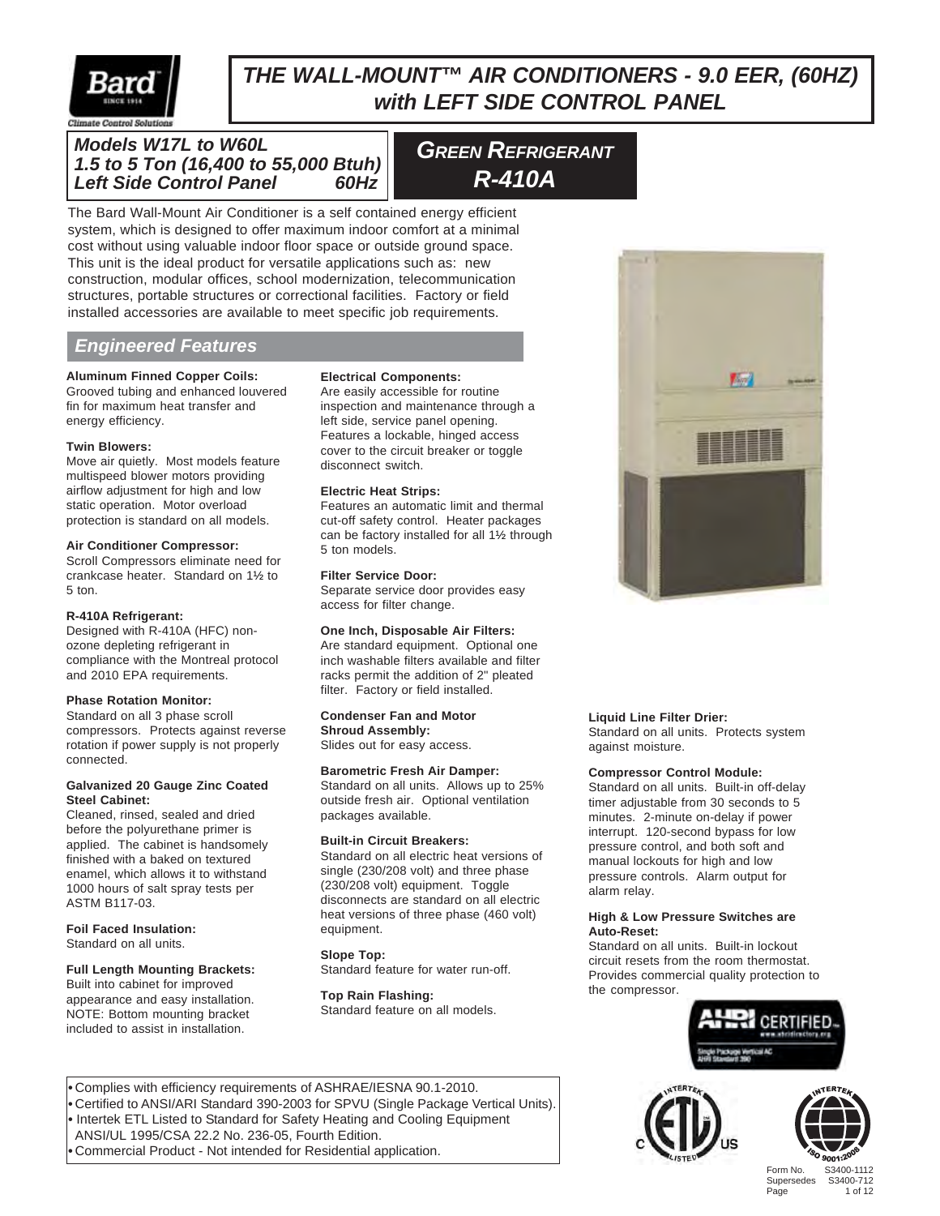# THE WALL-MOUNT™ AIR CONDITIONERS - 9.0 EER, (60HZ) with LEFT SIDE CONTROL PANEL

**Models W17L to W60L**
**1.5 to 5 Ton (16,400 to 55,000 Btuh)**
**Left Side Control Panel 60Hz**

## GREEN REFRIGERANT R-410A

The Bard Wall-Mount Air Conditioner is a self contained energy efficient system, which is designed to offer maximum indoor comfort at a minimal cost without using valuable indoor floor space or outside ground space. This unit is the ideal product for versatile applications such as: new construction, modular offices, school modernization, telecommunication structures, portable structures or correctional facilities. Factory or field installed accessories are available to meet specific job requirements.

## Engineered Features

**Aluminum Finned Copper Coils:**
Grooved tubing and enhanced louvered fin for maximum heat transfer and energy efficiency.

**Twin Blowers:**
Move air quietly. Most models feature multispeed blower motors providing airflow adjustment for high and low static operation. Motor overload protection is standard on all models.

**Air Conditioner Compressor:**
Scroll Compressors eliminate need for crankcase heater. Standard on 1½ to 5 ton.

**R-410A Refrigerant:**
Designed with R-410A (HFC) non-ozone depleting refrigerant in compliance with the Montreal protocol and 2010 EPA requirements.

**Phase Rotation Monitor:**
Standard on all 3 phase scroll compressors. Protects against reverse rotation if power supply is not properly connected.

**Galvanized 20 Gauge Zinc Coated Steel Cabinet:**
Cleaned, rinsed, sealed and dried before the polyurethane primer is applied. The cabinet is handsomely finished with a baked on textured enamel, which allows it to withstand 1000 hours of salt spray tests per ASTM B117-03.

**Foil Faced Insulation:**
Standard on all units.

**Full Length Mounting Brackets:**
Built into cabinet for improved appearance and easy installation. NOTE: Bottom mounting bracket included to assist in installation.

**Electrical Components:**
Are easily accessible for routine inspection and maintenance through a left side, service panel opening. Features a lockable, hinged access cover to the circuit breaker or toggle disconnect switch.

**Electric Heat Strips:**
Features an automatic limit and thermal cut-off safety control. Heater packages can be factory installed for all 1½ through 5 ton models.

**Filter Service Door:**
Separate service door provides easy access for filter change.

**One Inch, Disposable Air Filters:**
Are standard equipment. Optional one inch washable filters available and filter racks permit the addition of 2" pleated filter. Factory or field installed.

**Condenser Fan and Motor Shroud Assembly:**
Slides out for easy access.

**Barometric Fresh Air Damper:**
Standard on all units. Allows up to 25% outside fresh air. Optional ventilation packages available.

**Built-in Circuit Breakers:**
Standard on all electric heat versions of single (230/208 volt) and three phase (230/208 volt) equipment. Toggle disconnects are standard on all electric heat versions of three phase (460 volt) equipment.

**Slope Top:**
Standard feature for water run-off.

**Top Rain Flashing:**
Standard feature on all models.

**Liquid Line Filter Drier:**
Standard on all units. Protects system against moisture.

**Compressor Control Module:**
Standard on all units. Built-in off-delay timer adjustable from 30 seconds to 5 minutes. 2-minute on-delay if power interrupt. 120-second bypass for low pressure control, and both soft and manual lockouts for high and low pressure controls. Alarm output for alarm relay.

**High & Low Pressure Switches are Auto-Reset:**
Standard on all units. Built-in lockout circuit resets from the room thermostat. Provides commercial quality protection to the compressor.

- Complies with efficiency requirements of ASHRAE/IESNA 90.1-2010.
- Certified to ANSI/ARI Standard 390-2003 for SPVU (Single Package Vertical Units).
- Intertek ETL Listed to Standard for Safety Heating and Cooling Equipment ANSI/UL 1995/CSA 22.2 No. 236-05, Fourth Edition.
- Commercial Product - Not intended for Residential application.

Form No. S3400-1112
Supersedes S3400-712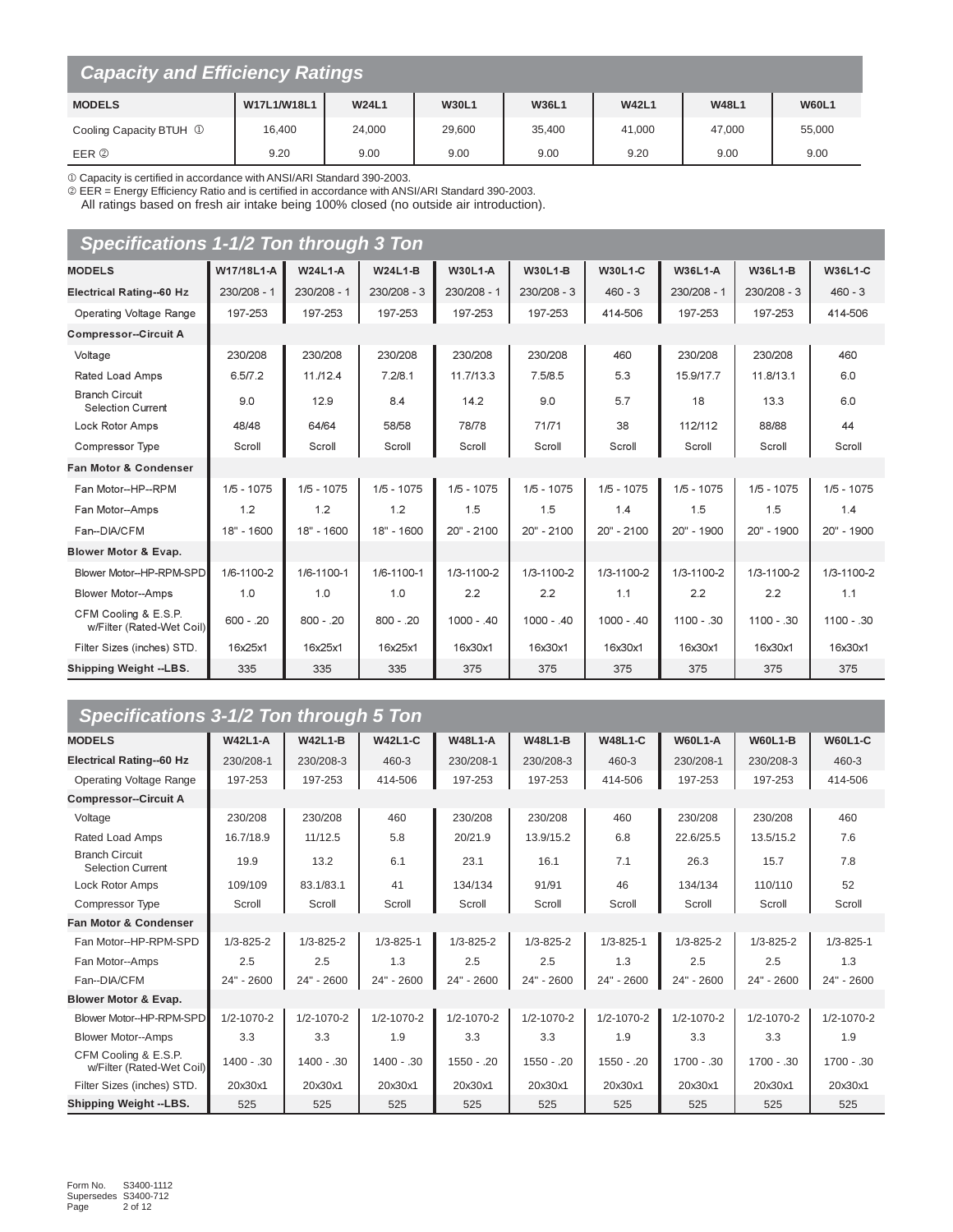## Capacity and Efficiency Ratings

| MODELS | W17L1/W18L1 | W24L1 | W30L1 | W36L1 | W42L1 | W48L1 | W60L1 |
|---|---|---|---|---|---|---|---|
| Cooling Capacity BTUH ① | 16,400 | 24,000 | 29,600 | 35,400 | 41,000 | 47,000 | 55,000 |
| EER ② | 9.20 | 9.00 | 9.00 | 9.00 | 9.20 | 9.00 | 9.00 |

① Capacity is certified in accordance with ANSI/ARI Standard 390-2003.
② EER = Energy Efficiency Ratio and is certified in accordance with ANSI/ARI Standard 390-2003.
All ratings based on fresh air intake being 100% closed (no outside air introduction).

## Specifications 1-1/2 Ton through 3 Ton

| MODELS | W17/18L1-A | W24L1-A | W24L1-B | W30L1-A | W30L1-B | W30L1-C | W36L1-A | W36L1-B | W36L1-C |
|---|---|---|---|---|---|---|---|---|---|
| **Electrical Rating--60 Hz** | 230/208 - 1 | 230/208 - 1 | 230/208 - 3 | 230/208 - 1 | 230/208 - 3 | 460 - 3 | 230/208 - 1 | 230/208 - 3 | 460 - 3 |
| Operating Voltage Range | 197-253 | 197-253 | 197-253 | 197-253 | 197-253 | 414-506 | 197-253 | 197-253 | 414-506 |
| **Compressor--Circuit A** | | | | | | | | | |
| Voltage | 230/208 | 230/208 | 230/208 | 230/208 | 230/208 | 460 | 230/208 | 230/208 | 460 |
| Rated Load Amps | 6.5/7.2 | 11./12.4 | 7.2/8.1 | 11.7/13.3 | 7.5/8.5 | 5.3 | 15.9/17.7 | 11.8/13.1 | 6.0 |
| Branch Circuit Selection Current | 9.0 | 12.9 | 8.4 | 14.2 | 9.0 | 5.7 | 18 | 13.3 | 6.0 |
| Lock Rotor Amps | 48/48 | 64/64 | 58/58 | 78/78 | 71/71 | 38 | 112/112 | 88/88 | 44 |
| Compressor Type | Scroll | Scroll | Scroll | Scroll | Scroll | Scroll | Scroll | Scroll | Scroll |
| **Fan Motor & Condenser** | | | | | | | | | |
| Fan Motor--HP--RPM | 1/5 - 1075 | 1/5 - 1075 | 1/5 - 1075 | 1/5 - 1075 | 1/5 - 1075 | 1/5 - 1075 | 1/5 - 1075 | 1/5 - 1075 | 1/5 - 1075 |
| Fan Motor--Amps | 1.2 | 1.2 | 1.2 | 1.5 | 1.5 | 1.4 | 1.5 | 1.5 | 1.4 |
| Fan--DIA/CFM | 18" - 1600 | 18" - 1600 | 18" - 1600 | 20" - 2100 | 20" - 2100 | 20" - 2100 | 20" - 1900 | 20" - 1900 | 20" - 1900 |
| **Blower Motor & Evap.** | | | | | | | | | |
| Blower Motor--HP-RPM-SPD | 1/6-1100-2 | 1/6-1100-1 | 1/6-1100-1 | 1/3-1100-2 | 1/3-1100-2 | 1/3-1100-2 | 1/3-1100-2 | 1/3-1100-2 | 1/3-1100-2 |
| Blower Motor--Amps | 1.0 | 1.0 | 1.0 | 2.2 | 2.2 | 1.1 | 2.2 | 2.2 | 1.1 |
| CFM Cooling & E.S.P. w/Filter (Rated-Wet Coil) | 600 - .20 | 800 - .20 | 800 - .20 | 1000 - .40 | 1000 - .40 | 1000 - .40 | 1100 - .30 | 1100 - .30 | 1100 - .30 |
| Filter Sizes (inches) STD. | 16x25x1 | 16x25x1 | 16x25x1 | 16x30x1 | 16x30x1 | 16x30x1 | 16x30x1 | 16x30x1 | 16x30x1 |
| **Shipping Weight --LBS.** | 335 | 335 | 335 | 375 | 375 | 375 | 375 | 375 | 375 |

## Specifications 3-1/2 Ton through 5 Ton

| MODELS | W42L1-A | W42L1-B | W42L1-C | W48L1-A | W48L1-B | W48L1-C | W60L1-A | W60L1-B | W60L1-C |
|---|---|---|---|---|---|---|---|---|---|
| **Electrical Rating--60 Hz** | 230/208-1 | 230/208-3 | 460-3 | 230/208-1 | 230/208-3 | 460-3 | 230/208-1 | 230/208-3 | 460-3 |
| Operating Voltage Range | 197-253 | 197-253 | 414-506 | 197-253 | 197-253 | 414-506 | 197-253 | 197-253 | 414-506 |
| **Compressor--Circuit A** | | | | | | | | | |
| Voltage | 230/208 | 230/208 | 460 | 230/208 | 230/208 | 460 | 230/208 | 230/208 | 460 |
| Rated Load Amps | 16.7/18.9 | 11/12.5 | 5.8 | 20/21.9 | 13.9/15.2 | 6.8 | 22.6/25.5 | 13.5/15.2 | 7.6 |
| Branch Circuit Selection Current | 19.9 | 13.2 | 6.1 | 23.1 | 16.1 | 7.1 | 26.3 | 15.7 | 7.8 |
| Lock Rotor Amps | 109/109 | 83.1/83.1 | 41 | 134/134 | 91/91 | 46 | 134/134 | 110/110 | 52 |
| Compressor Type | Scroll | Scroll | Scroll | Scroll | Scroll | Scroll | Scroll | Scroll | Scroll |
| **Fan Motor & Condenser** | | | | | | | | | |
| Fan Motor--HP-RPM-SPD | 1/3-825-2 | 1/3-825-2 | 1/3-825-1 | 1/3-825-2 | 1/3-825-2 | 1/3-825-1 | 1/3-825-2 | 1/3-825-2 | 1/3-825-1 |
| Fan Motor--Amps | 2.5 | 2.5 | 1.3 | 2.5 | 2.5 | 1.3 | 2.5 | 2.5 | 1.3 |
| Fan--DIA/CFM | 24" - 2600 | 24" - 2600 | 24" - 2600 | 24" - 2600 | 24" - 2600 | 24" - 2600 | 24" - 2600 | 24" - 2600 | 24" - 2600 |
| **Blower Motor & Evap.** | | | | | | | | | |
| Blower Motor--HP-RPM-SPD | 1/2-1070-2 | 1/2-1070-2 | 1/2-1070-2 | 1/2-1070-2 | 1/2-1070-2 | 1/2-1070-2 | 1/2-1070-2 | 1/2-1070-2 | 1/2-1070-2 |
| Blower Motor--Amps | 3.3 | 3.3 | 1.9 | 3.3 | 3.3 | 1.9 | 3.3 | 3.3 | 1.9 |
| CFM Cooling & E.S.P. w/Filter (Rated-Wet Coil) | 1400 - .30 | 1400 - .30 | 1400 - .30 | 1550 - .20 | 1550 - .20 | 1550 - .20 | 1700 - .30 | 1700 - .30 | 1700 - .30 |
| Filter Sizes (inches) STD. | 20x30x1 | 20x30x1 | 20x30x1 | 20x30x1 | 20x30x1 | 20x30x1 | 20x30x1 | 20x30x1 | 20x30x1 |
| **Shipping Weight --LBS.** | 525 | 525 | 525 | 525 | 525 | 525 | 525 | 525 | 525 |

Form No. S3400-1112
Supersedes S3400-712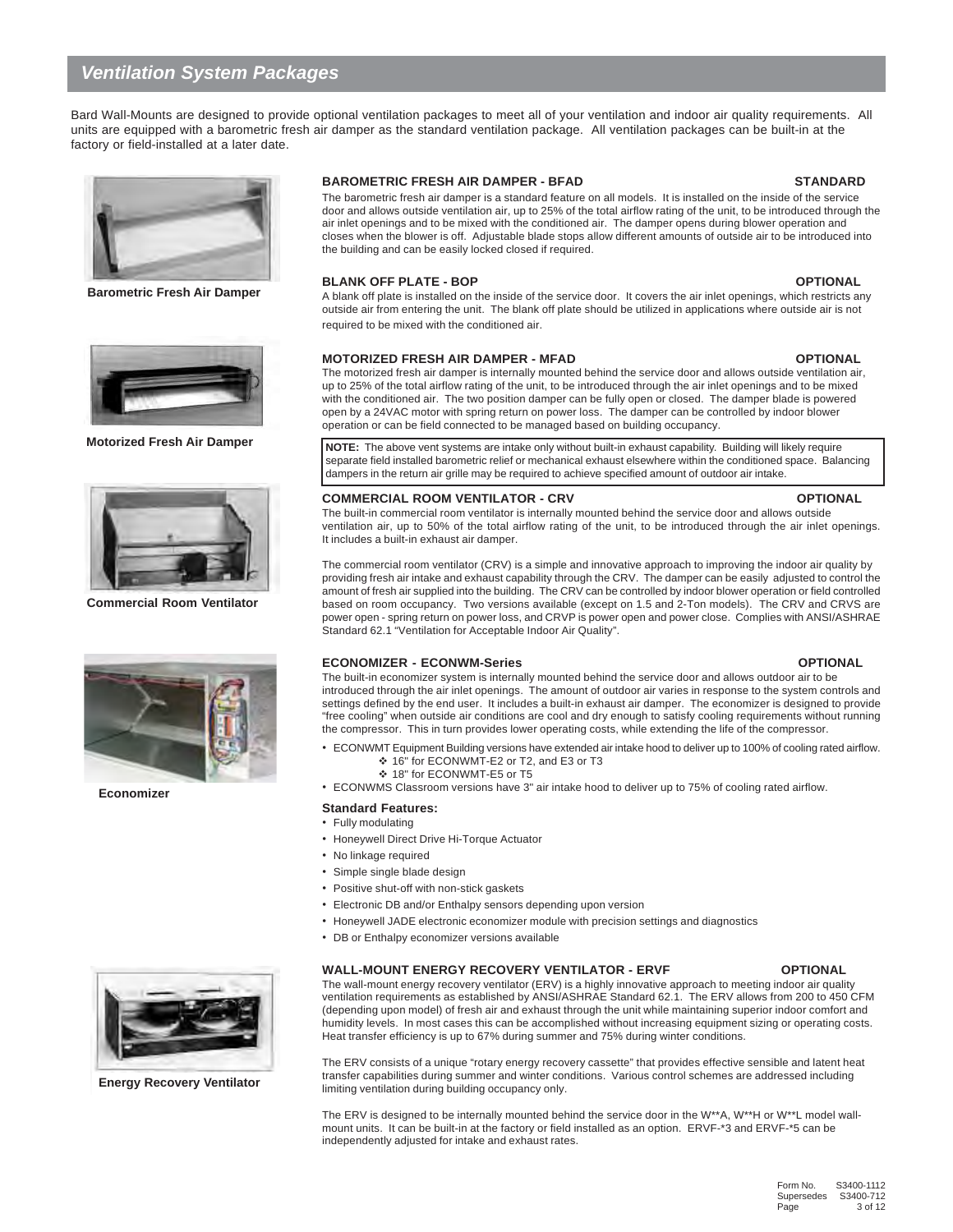## Ventilation System Packages

Bard Wall-Mounts are designed to provide optional ventilation packages to meet all of your ventilation and indoor air quality requirements. All units are equipped with a barometric fresh air damper as the standard ventilation package. All ventilation packages can be built-in at the factory or field-installed at a later date.

Barometric Fresh Air Damper

### BAROMETRIC FRESH AIR DAMPER - BFAD — STANDARD

The barometric fresh air damper is a standard feature on all models. It is installed on the inside of the service door and allows outside ventilation air, up to 25% of the total airflow rating of the unit, to be introduced through the air inlet openings and to be mixed with the conditioned air. The damper opens during blower operation and closes when the blower is off. Adjustable blade stops allow different amounts of outside air to be introduced into the building and can be easily locked closed if required.

### BLANK OFF PLATE - BOP — OPTIONAL

A blank off plate is installed on the inside of the service door. It covers the air inlet openings, which restricts any outside air from entering the unit. The blank off plate should be utilized in applications where outside air is not required to be mixed with the conditioned air.

Motorized Fresh Air Damper

### MOTORIZED FRESH AIR DAMPER - MFAD — OPTIONAL

The motorized fresh air damper is internally mounted behind the service door and allows outside ventilation air, up to 25% of the total airflow rating of the unit, to be introduced through the air inlet openings and to be mixed with the conditioned air. The two position damper can be fully open or closed. The damper blade is powered open by a 24VAC motor with spring return on power loss. The damper can be controlled by indoor blower operation or can be field connected to be managed based on building occupancy.

**NOTE:** The above vent systems are intake only without built-in exhaust capability. Building will likely require separate field installed barometric relief or mechanical exhaust elsewhere within the conditioned space. Balancing dampers in the return air grille may be required to achieve specified amount of outdoor air intake.

Commercial Room Ventilator

### COMMERCIAL ROOM VENTILATOR - CRV — OPTIONAL

The built-in commercial room ventilator is internally mounted behind the service door and allows outside ventilation air, up to 50% of the total airflow rating of the unit, to be introduced through the air inlet openings. It includes a built-in exhaust air damper.

The commercial room ventilator (CRV) is a simple and innovative approach to improving the indoor air quality by providing fresh air intake and exhaust capability through the CRV. The damper can be easily adjusted to control the amount of fresh air supplied into the building. The CRV can be controlled by indoor blower operation or field controlled based on room occupancy. Two versions available (except on 1.5 and 2-Ton models). The CRV and CRVS are power open - spring return on power loss, and CRVP is power open and power close. Complies with ANSI/ASHRAE Standard 62.1 "Ventilation for Acceptable Indoor Air Quality".

Economizer

### ECONOMIZER - ECONWM-Series — OPTIONAL

The built-in economizer system is internally mounted behind the service door and allows outdoor air to be introduced through the air inlet openings. The amount of outdoor air varies in response to the system controls and settings defined by the end user. It includes a built-in exhaust air damper. The economizer is designed to provide "free cooling" when outside air conditions are cool and dry enough to satisfy cooling requirements without running the compressor. This in turn provides lower operating costs, while extending the life of the compressor.

- ECONWMT Equipment Building versions have extended air intake hood to deliver up to 100% of cooling rated airflow.
  - 16" for ECONWMT-E2 or T2, and E3 or T3
  - 18" for ECONWMT-E5 or T5
- ECONWMS Classroom versions have 3" air intake hood to deliver up to 75% of cooling rated airflow.

**Standard Features:**

- Fully modulating
- Honeywell Direct Drive Hi-Torque Actuator
- No linkage required
- Simple single blade design
- Positive shut-off with non-stick gaskets
- Electronic DB and/or Enthalpy sensors depending upon version
- Honeywell JADE electronic economizer module with precision settings and diagnostics
- DB or Enthalpy economizer versions available

Energy Recovery Ventilator

### WALL-MOUNT ENERGY RECOVERY VENTILATOR - ERVF — OPTIONAL

The wall-mount energy recovery ventilator (ERV) is a highly innovative approach to meeting indoor air quality ventilation requirements as established by ANSI/ASHRAE Standard 62.1. The ERV allows from 200 to 450 CFM (depending upon model) of fresh air and exhaust through the unit while maintaining superior indoor comfort and humidity levels. In most cases this can be accomplished without increasing equipment sizing or operating costs. Heat transfer efficiency is up to 67% during summer and 75% during winter conditions.

The ERV consists of a unique "rotary energy recovery cassette" that provides effective sensible and latent heat transfer capabilities during summer and winter conditions. Various control schemes are addressed including limiting ventilation during building occupancy only.

The ERV is designed to be internally mounted behind the service door in the W**A, W**H or W**L model wall-mount units. It can be built-in at the factory or field installed as an option. ERVF-*3 and ERVF-*5 can be independently adjusted for intake and exhaust rates.

Form No. S3400-1112
Supersedes S3400-712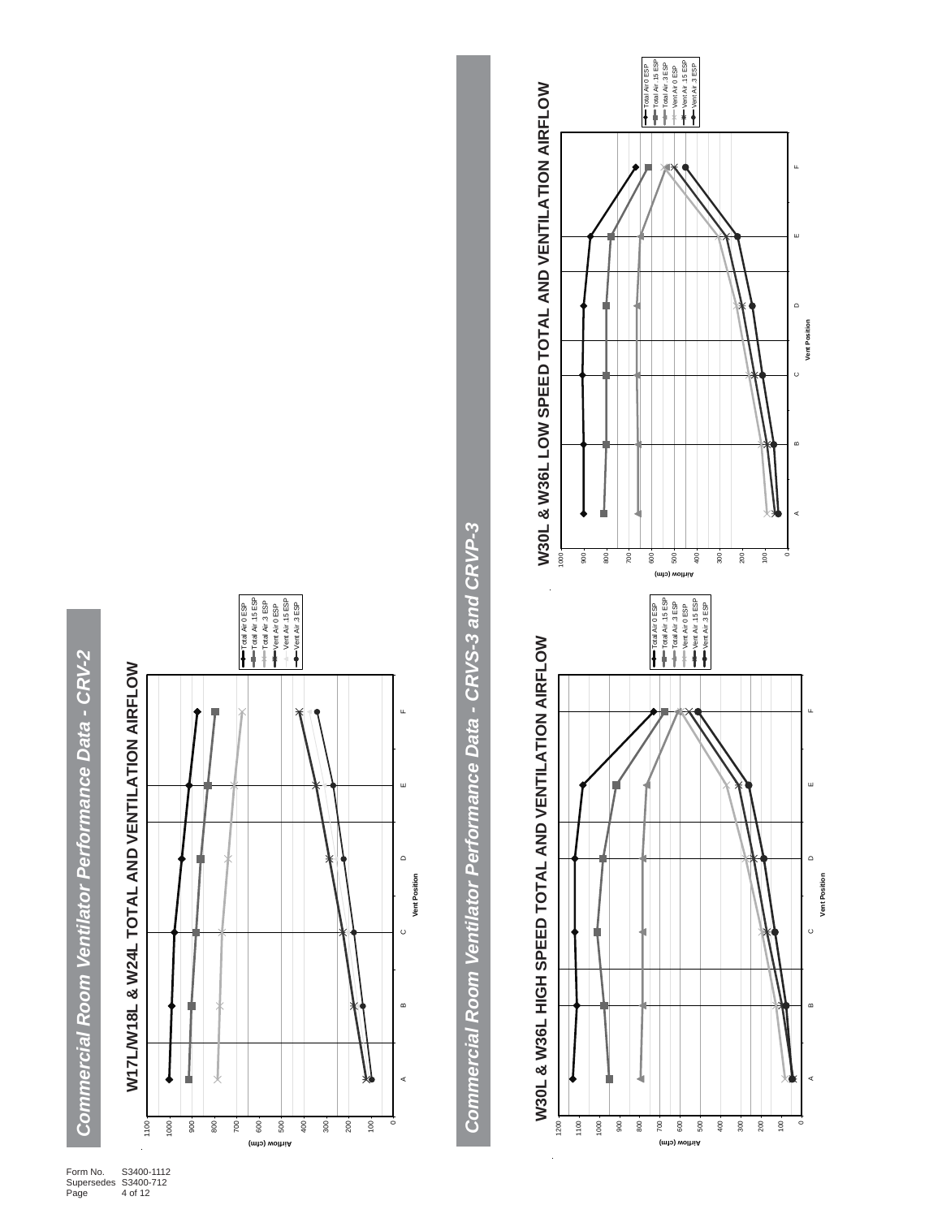Form No. S3400-1112
Supersedes S3400-712

# Commercial Room Ventilator Performance Data - CRV-2

## W17L/W18L & W24L TOTAL AND VENTILATION AIRFLOW

Airflow (cfm): 0, 100, 200, 300, 400, 500, 600, 700, 800, 900, 1000, 1100

Vent Position: A, B, C, D, E, F

Legend: Total Air 0 ESP; Total Air .15 ESP; Total Air .3 ESP; Vent Air 0 ESP; Vent Air .15 ESP; Vent Air .3 ESP

# Commercial Room Ventilator Performance Data - CRVS-3 and CRVP-3

## W30L & W36L HIGH SPEED TOTAL AND VENTILATION AIRFLOW

Airflow (cfm): 0, 100, 200, 300, 400, 500, 600, 700, 800, 900, 1000, 1100, 1200

Vent Position: A, B, C, D, E, F

Legend: Total Air 0 ESP; Total Air .15 ESP; Total Air .3 ESP; Vent Air 0 ESP; Vent Air .15 ESP; Vent Air .3 ESP

## W30L & W36L LOW SPEED TOTAL AND VENTILATION AIRFLOW

Airflow (cfm): 0, 100, 200, 300, 400, 500, 600, 700, 800, 900, 1000

Vent Position: A, B, C, D, E, F

Legend: Total Air 0 ESP; Total Air .15 ESP; Total Air .3 ESP; Vent Air 0 ESP; Vent Air .15 ESP; Vent Air .3 ESP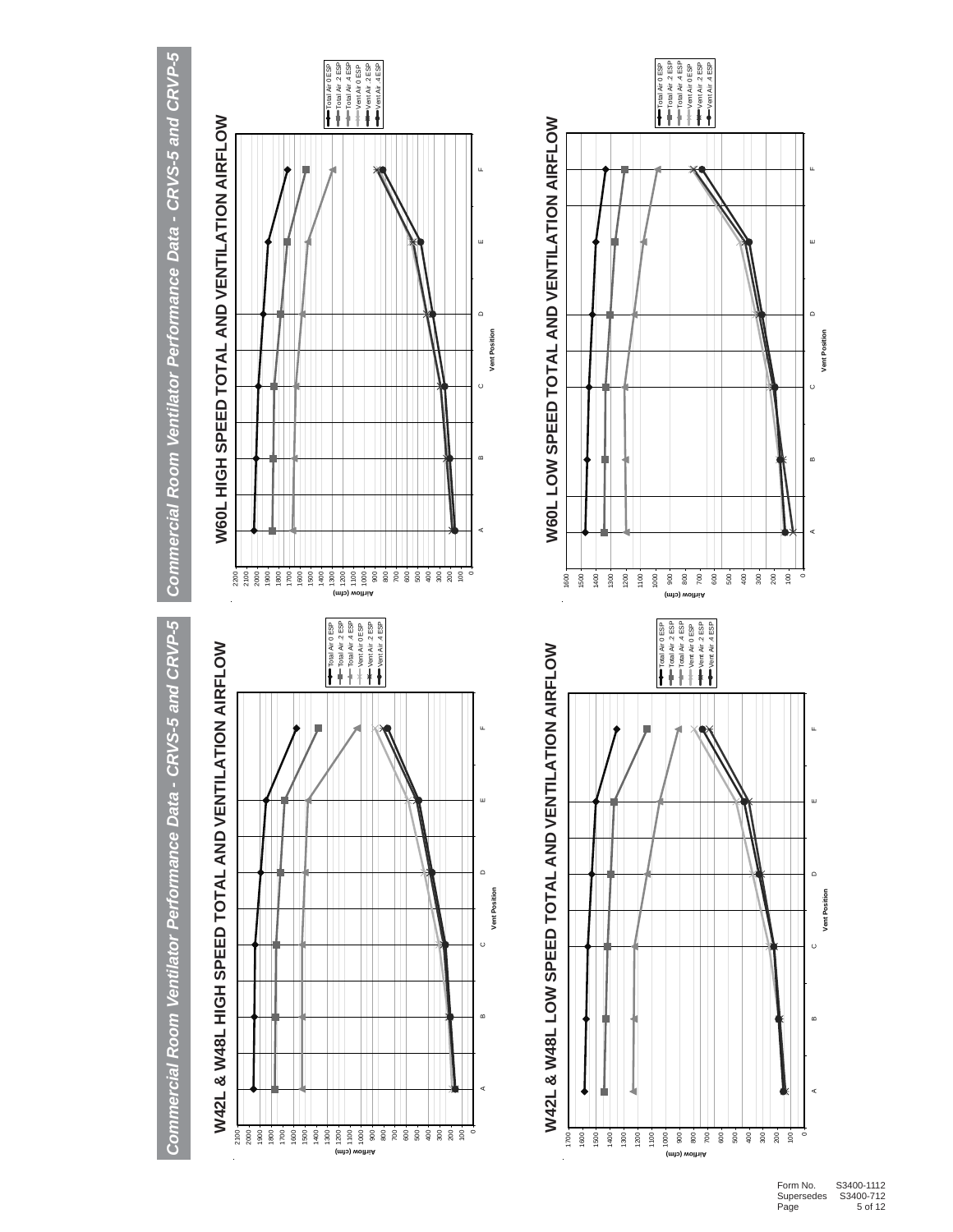## Commercial Room Ventilator Performance Data - CRVS-5 and CRVP-5

### W42L & W48L HIGH SPEED TOTAL AND VENTILATION AIRFLOW

Airflow (cfm): 0 – 2100

Vent Position: A, B, C, D, E, F

Legend: Total Air 0 ESP, Total Air .2 ESP, Total Air .4 ESP, Vent Air 0 ESP, Vent Air .2 ESP, Vent Air .4 ESP

### W42L & W48L LOW SPEED TOTAL AND VENTILATION AIRFLOW

Airflow (cfm): 0 – 1700

Vent Position: A, B, C, D, E, F

Legend: Total Air 0 ESP, Total Air .2 ESP, Total Air .4 ESP, Vent Air 0 ESP, Vent Air .2 ESP, Vent Air .4 ESP

## Commercial Room Ventilator Performance Data - CRVS-5 and CRVP-5

### W60L HIGH SPEED TOTAL AND VENTILATION AIRFLOW

Airflow (cfm): 0 – 2200

Vent Position: A, B, C, D, E, F

Legend: Total Air 0 ESP, Total Air .2 ESP, Total Air .4 ESP, Vent Air 0 ESP, Vent Air .2 ESP, Vent Air .4 ESP

### W60L LOW SPEED TOTAL AND VENTILATION AIRFLOW

Airflow (cfm): 0 – 1600

Vent Position: A, B, C, D, E, F

Legend: Total Air 0 ESP, Total Air .2 ESP, Total Air .4 ESP, Vent Air 0 ESP, Vent Air .2 ESP, Vent Air .4 ESP

Form No. S3400-1112
Supersedes S3400-712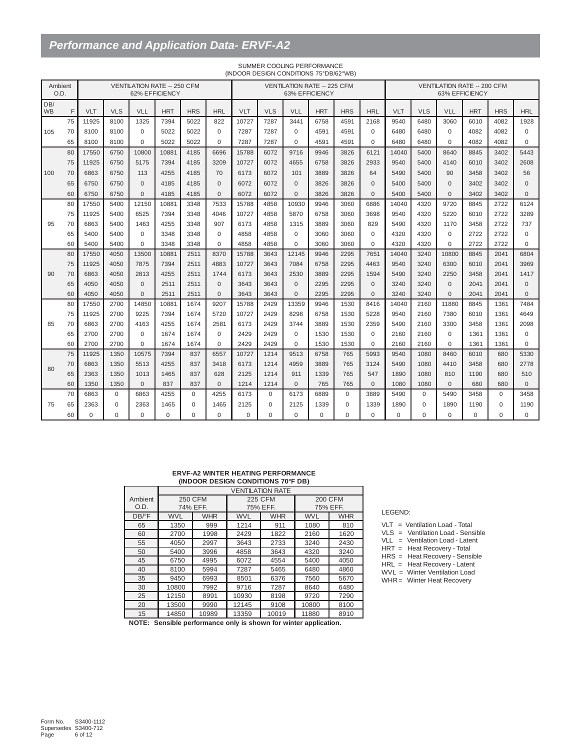# Performance and Application Data- ERVF-A2

SUMMER COOLING PERFORMANCE
(INDOOR DESIGN CONDITIONS 75°DB/62°WB)

| Ambient O.D. | | VENTILATION RATE -- 250 CFM 62% EFFICIENCY | | | | | | VENTILATION RATE -- 225 CFM 63% EFFICIENCY | | | | | | VENTILATION RATE -- 200 CFM 63% EFFICIENCY | | | | | |
|---|---|---|---|---|---|---|---|---|---|---|---|---|---|---|---|---|---|---|---|
| DB/ WB | F | VLT | VLS | VLL | HRT | HRS | HRL | VLT | VLS | VLL | HRT | HRS | HRL | VLT | VLS | VLL | HRT | HRS | HRL |
| 105 | 75 | 11925 | 8100 | 1325 | 7394 | 5022 | 822 | 10727 | 7287 | 3441 | 6758 | 4591 | 2168 | 9540 | 6480 | 3060 | 6010 | 4082 | 1928 |
| | 70 | 8100 | 8100 | 0 | 5022 | 5022 | 0 | 7287 | 7287 | 0 | 4591 | 4591 | 0 | 6480 | 6480 | 0 | 4082 | 4082 | 0 |
| | 65 | 8100 | 8100 | 0 | 5022 | 5022 | 0 | 7287 | 7287 | 0 | 4591 | 4591 | 0 | 6480 | 6480 | 0 | 4082 | 4082 | 0 |
| 100 | 80 | 17550 | 6750 | 10800 | 10881 | 4185 | 6696 | 15788 | 6072 | 9716 | 9946 | 3826 | 6121 | 14040 | 5400 | 8640 | 8845 | 3402 | 5443 |
| | 75 | 11925 | 6750 | 5175 | 7394 | 4185 | 3209 | 10727 | 6072 | 4655 | 6758 | 3826 | 2933 | 9540 | 5400 | 4140 | 6010 | 3402 | 2608 |
| | 70 | 6863 | 6750 | 113 | 4255 | 4185 | 70 | 6173 | 6072 | 101 | 3889 | 3826 | 64 | 5490 | 5400 | 90 | 3458 | 3402 | 56 |
| | 65 | 6750 | 6750 | 0 | 4185 | 4185 | 0 | 6072 | 6072 | 0 | 3826 | 3826 | 0 | 5400 | 5400 | 0 | 3402 | 3402 | 0 |
| | 60 | 6750 | 6750 | 0 | 4185 | 4185 | 0 | 6072 | 6072 | 0 | 3826 | 3826 | 0 | 5400 | 5400 | 0 | 3402 | 3402 | 0 |
| 95 | 80 | 17550 | 5400 | 12150 | 10881 | 3348 | 7533 | 15788 | 4858 | 10930 | 9946 | 3060 | 6886 | 14040 | 4320 | 9720 | 8845 | 2722 | 6124 |
| | 75 | 11925 | 5400 | 6525 | 7394 | 3348 | 4046 | 10727 | 4858 | 5870 | 6758 | 3060 | 3698 | 9540 | 4320 | 5220 | 6010 | 2722 | 3289 |
| | 70 | 6863 | 5400 | 1463 | 4255 | 3348 | 907 | 6173 | 4858 | 1315 | 3889 | 3060 | 829 | 5490 | 4320 | 1170 | 3458 | 2722 | 737 |
| | 65 | 5400 | 5400 | 0 | 3348 | 3348 | 0 | 4858 | 4858 | 0 | 3060 | 3060 | 0 | 4320 | 4320 | 0 | 2722 | 2722 | 0 |
| | 60 | 5400 | 5400 | 0 | 3348 | 3348 | 0 | 4858 | 4858 | 0 | 3060 | 3060 | 0 | 4320 | 4320 | 0 | 2722 | 2722 | 0 |
| 90 | 80 | 17550 | 4050 | 13500 | 10881 | 2511 | 8370 | 15788 | 3643 | 12145 | 9946 | 2295 | 7651 | 14040 | 3240 | 10800 | 8845 | 2041 | 6804 |
| | 75 | 11925 | 4050 | 7875 | 7394 | 2511 | 4883 | 10727 | 3643 | 7084 | 6758 | 2295 | 4463 | 9540 | 3240 | 6300 | 6010 | 2041 | 3969 |
| | 70 | 6863 | 4050 | 2813 | 4255 | 2511 | 1744 | 6173 | 3643 | 2530 | 3889 | 2295 | 1594 | 5490 | 3240 | 2250 | 3458 | 2041 | 1417 |
| | 65 | 4050 | 4050 | 0 | 2511 | 2511 | 0 | 3643 | 3643 | 0 | 2295 | 2295 | 0 | 3240 | 3240 | 0 | 2041 | 2041 | 0 |
| | 60 | 4050 | 4050 | 0 | 2511 | 2511 | 0 | 3643 | 3643 | 0 | 2295 | 2295 | 0 | 3240 | 3240 | 0 | 2041 | 2041 | 0 |
| 85 | 80 | 17550 | 2700 | 14850 | 10881 | 1674 | 9207 | 15788 | 2429 | 13359 | 9946 | 1530 | 8416 | 14040 | 2160 | 11880 | 8845 | 1361 | 7484 |
| | 75 | 11925 | 2700 | 9225 | 7394 | 1674 | 5720 | 10727 | 2429 | 8298 | 6758 | 1530 | 5228 | 9540 | 2160 | 7380 | 6010 | 1361 | 4649 |
| | 70 | 6863 | 2700 | 4163 | 4255 | 1674 | 2581 | 6173 | 2429 | 3744 | 3889 | 1530 | 2359 | 5490 | 2160 | 3300 | 3458 | 1361 | 2098 |
| | 65 | 2700 | 2700 | 0 | 1674 | 1674 | 0 | 2429 | 2429 | 0 | 1530 | 1530 | 0 | 2160 | 2160 | 0 | 1361 | 1361 | 0 |
| | 60 | 2700 | 2700 | 0 | 1674 | 1674 | 0 | 2429 | 2429 | 0 | 1530 | 1530 | 0 | 2160 | 2160 | 0 | 1361 | 1361 | 0 |
| 80 | 75 | 11925 | 1350 | 10575 | 7394 | 837 | 6557 | 10727 | 1214 | 9513 | 6758 | 765 | 5993 | 9540 | 1080 | 8460 | 6010 | 680 | 5330 |
| | 70 | 6863 | 1350 | 5513 | 4255 | 837 | 3418 | 6173 | 1214 | 4959 | 3889 | 765 | 3124 | 5490 | 1080 | 4410 | 3458 | 680 | 2778 |
| | 65 | 2363 | 1350 | 1013 | 1465 | 837 | 628 | 2125 | 1214 | 911 | 1339 | 765 | 547 | 1890 | 1080 | 810 | 1190 | 680 | 510 |
| | 60 | 1350 | 1350 | 0 | 837 | 837 | 0 | 1214 | 1214 | 0 | 765 | 765 | 0 | 1080 | 1080 | 0 | 680 | 680 | 0 |
| 75 | 70 | 6863 | 0 | 6863 | 4255 | 0 | 4255 | 6173 | 0 | 6173 | 6889 | 0 | 3889 | 5490 | 0 | 5490 | 3458 | 0 | 3458 |
| | 65 | 2363 | 0 | 2363 | 1465 | 0 | 1465 | 2125 | 0 | 2125 | 1339 | 0 | 1339 | 1890 | 0 | 1890 | 1190 | 0 | 1190 |
| | 60 | 0 | 0 | 0 | 0 | 0 | 0 | 0 | 0 | 0 | 0 | 0 | 0 | 0 | 0 | 0 | 0 | 0 | 0 |

**ERVF-A2 WINTER HEATING PERFORMANCE**
**(INDOOR DESIGN CONDITIONS 70°F DB)**

| Ambient O.D. | VENTILATION RATE | | | | | |
|---|---|---|---|---|---|---|
| | 250 CFM 74% EFF. | | 225 CFM 75% EFF. | | 200 CFM 75% EFF. | |
| DB/°F | WVL | WHR | WVL | WHR | WVL | WHR |
| 65 | 1350 | 999 | 1214 | 911 | 1080 | 810 |
| 60 | 2700 | 1998 | 2429 | 1822 | 2160 | 1620 |
| 55 | 4050 | 2997 | 3643 | 2733 | 3240 | 2430 |
| 50 | 5400 | 3996 | 4858 | 3643 | 4320 | 3240 |
| 45 | 6750 | 4995 | 6072 | 4554 | 5400 | 4050 |
| 40 | 8100 | 5994 | 7287 | 5465 | 6480 | 4860 |
| 35 | 9450 | 6993 | 8501 | 6376 | 7560 | 5670 |
| 30 | 10800 | 7992 | 9716 | 7287 | 8640 | 6480 |
| 25 | 12150 | 8991 | 10930 | 8198 | 9720 | 7290 |
| 20 | 13500 | 9990 | 12145 | 9108 | 10800 | 8100 |
| 15 | 14850 | 10989 | 13359 | 10019 | 11880 | 8910 |

**NOTE: Sensible performance only is shown for winter application.**

LEGEND:

- VLT = Ventilation Load - Total
- VLS = Ventilation Load - Sensible
- VLL = Ventilation Load - Latent
- HRT = Heat Recovery - Total
- HRS = Heat Recovery - Sensible
- HRL = Heat Recovery - Latent
- WVL = Winter Ventilation Load
- WHR = Winter Heat Recovery

Form No. S3400-1112
Supersedes S3400-712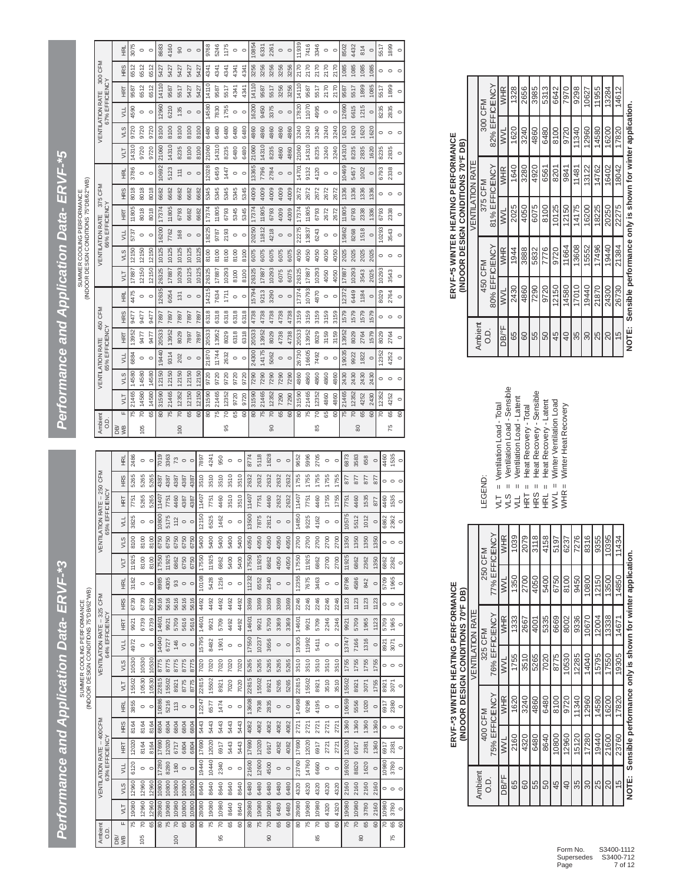# Performance and Application Data- ERVF-*3

SUMMER COOLING PERFORMANCE
(INDOOR DESIGN CONDITIONS 75°DB/62°WB)

| Ambient O.D. | | VENTILATION RATE – 400CFM 63% EFFICIENCY | | | | | | VENTILATION RATE – 325 CFM 64% EFFICIENCY | | | | | | VENTILATION RATE – 250 CFM 65% EFFICIENCY | | | | | |
|---|---|---|---|---|---|---|---|---|---|---|---|---|---|---|---|---|---|---|---|
| DB/WB | F | VLT | VLS | VLL | HRT | HRS | HRL | VLT | VLS | VLL | HRT | HRS | HRL | VLT | VLS | VLL | HRT | HRS | HRL |
| 105 | 75 | 19080 | 12960 | 6120 | 12020 | 8164 | 3855 | 15502 | 10530 | 4972 | 9921 | 6739 | 3182 | 11925 | 8100 | 3825 | 7751 | 5265 | 2486 |
| | 70 | 12960 | 12960 | 0 | 8164 | 8164 | 0 | 10530 | 10530 | 0 | 6739 | 6739 | 0 | 8100 | 8100 | 0 | 5265 | 5265 | 0 |
| | 65 | 12960 | 12960 | 0 | 8164 | 8164 | 0 | 10530 | 10530 | 0 | 6739 | 6739 | 0 | 8100 | 8100 | 0 | 5265 | 5265 | 0 |
| 100 | 80 | 28080 | 10800 | 17280 | 17690 | 6804 | 10886 | 22815 | 8775 | 14040 | 14601 | 5616 | 8985 | 17550 | 6750 | 10800 | 11407 | 4387 | 7019 |
| | 75 | 19080 | 10800 | 8280 | 12020 | 6804 | 5216 | 15502 | 8775 | 6727 | 9921 | 5616 | 4305 | 11925 | 6750 | 5175 | 7751 | 4387 | 3363 |
| | 70 | 10980 | 10800 | 180 | 6717 | 6804 | 113 | 8921 | 8775 | 146 | 5709 | 5616 | 93 | 6862 | 6750 | 112 | 4460 | 4387 | 73 |
| | 65 | 10800 | 10800 | 0 | 6804 | 6804 | 0 | 8775 | 8775 | 0 | 5616 | 5616 | 0 | 6750 | 6750 | 0 | 4387 | 4387 | 0 |
| | 60 | 10800 | 10800 | 0 | 6804 | 6804 | 0 | 8775 | 8775 | 0 | 5616 | 5616 | 0 | 6750 | 6750 | 0 | 4387 | 4387 | 0 |
| 95 | 80 | 28080 | 8640 | 19440 | 17690 | 5443 | 12247 | 22815 | 7020 | 15795 | 14601 | 4492 | 10108 | 17550 | 5400 | 12150 | 11407 | 3510 | 7897 |
| | 75 | 19080 | 8640 | 10440 | 12020 | 5443 | 6577 | 15502 | 7020 | 8482 | 9921 | 4492 | 5428 | 11925 | 5400 | 6525 | 7751 | 3510 | 4241 |
| | 70 | 10980 | 8640 | 2340 | 6917 | 5443 | 1474 | 8921 | 7020 | 1901 | 5709 | 4492 | 1216 | 6862 | 5400 | 1462 | 4460 | 3510 | 950 |
| | 65 | 8640 | 8640 | 0 | 5443 | 5443 | 0 | 7020 | 7020 | 0 | 4492 | 4492 | 0 | 5400 | 5400 | 0 | 3510 | 3510 | 0 |
| | 60 | 8640 | 8640 | 0 | 5443 | 5443 | 0 | 7020 | 7020 | 0 | 4492 | 4492 | 0 | 5400 | 5400 | 0 | 3510 | 3510 | 0 |
| 90 | 80 | 28080 | 6480 | 21600 | 17690 | 4082 | 13608 | 22815 | 5265 | 17550 | 14601 | 3369 | 11232 | 17550 | 4050 | 13500 | 11407 | 2632 | 8774 |
| | 75 | 19080 | 6480 | 12600 | 12020 | 4082 | 7938 | 15502 | 5265 | 10237 | 9921 | 3369 | 6552 | 11925 | 4050 | 7875 | 7751 | 2632 | 5118 |
| | 70 | 10980 | 6480 | 4500 | 6917 | 4082 | 2835 | 8921 | 5265 | 3656 | 5709 | 3369 | 2340 | 6862 | 4050 | 2812 | 4460 | 2632 | 1828 |
| | 65 | 6480 | 6480 | 0 | 4082 | 4082 | 0 | 5265 | 5265 | 0 | 3369 | 3369 | 0 | 4050 | 4050 | 0 | 2632 | 2632 | 0 |
| | 60 | 6480 | 6480 | 0 | 4082 | 4082 | 0 | 5265 | 5265 | 0 | 3369 | 3369 | 0 | 4050 | 4050 | 0 | 2632 | 2632 | 0 |
| 85 | 80 | 28080 | 4320 | 23760 | 17690 | 2721 | 14968 | 22815 | 3510 | 19305 | 14601 | 2246 | 12355 | 17550 | 2700 | 14850 | 11407 | 1755 | 9652 |
| | 75 | 19080 | 4320 | 14760 | 12020 | 2721 | 9298 | 15502 | 3510 | 11992 | 9921 | 2246 | 7675 | 11925 | 2700 | 9225 | 7751 | 1755 | 5996 |
| | 70 | 10980 | 4320 | 6660 | 6917 | 2721 | 4195 | 8921 | 3510 | 5411 | 5709 | 2246 | 3463 | 6862 | 2700 | 4162 | 4460 | 1755 | 2705 |
| | 65 | 4320 | 4320 | 0 | 2721 | 2721 | 0 | 3510 | 3510 | 0 | 2246 | 2246 | 0 | 2700 | 2700 | 0 | 1755 | 1755 | 0 |
| | 60 | 4320 | 4320 | 0 | 2721 | 2721 | 0 | 3510 | 3510 | 0 | 2246 | 2246 | 0 | 2700 | 2700 | 0 | 1755 | 1755 | 0 |
| 80 | 75 | 19080 | 2160 | 16920 | 12020 | 1360 | 10659 | 15502 | 1755 | 13747 | 9921 | 1123 | 8798 | 11925 | 1350 | 10575 | 7751 | 877 | 6873 |
| | 70 | 10980 | 2160 | 8820 | 6917 | 1360 | 5556 | 8921 | 1755 | 7166 | 5709 | 1123 | 4586 | 6862 | 1350 | 5512 | 4460 | 877 | 3583 |
| | 65 | 3780 | 2160 | 1620 | 2381 | 1360 | 1020 | 3071 | 1755 | 1316 | 1965 | 1123 | 842 | 2362 | 1350 | 1012 | 1535 | 877 | 658 |
| | 60 | 2160 | 2160 | 0 | 1360 | 1360 | 0 | 1755 | 1755 | 0 | 1123 | 1123 | 0 | 1350 | 1350 | 0 | 877 | 877 | 0 |
| 75 | 70 | 10980 | 0 | 10980 | 6917 | 0 | 6917 | 8921 | 0 | 8921 | 5709 | 0 | 5709 | 6862 | 0 | 6862 | 4460 | 0 | 4460 |
| | 65 | 3780 | 0 | 3780 | 2381 | 0 | 2380 | 3071 | 0 | 3071 | 1965 | 0 | 1965 | 2362 | 0 | 2362 | 1535 | 0 | 1535 |
| | 60 | 0 | 0 | 0 | 0 | 0 | 0 | 0 | 0 | 0 | 0 | 0 | 0 | 0 | 0 | 0 | 0 | 0 | 0 |

## ERVF-*3 WINTER HEATING PERFORMANCE (INDOOR DESIGN CONDITIONS 70°F DB)

| Ambient O.D. | VENTILATION RATE | | | | | |
|---|---|---|---|---|---|---|
| | 400 CFM 75% EFFICIENCY | | 325 CFM 76% EFFICIENCY | | 250 CFM 77% EFFICIENCY | |
| DB/°F | WVL | WHR | WVL | WHR | WVL | WHR |
| 65 | 2160 | 1620 | 1755 | 1333 | 1350 | 1039 |
| 60 | 4320 | 3240 | 3510 | 2667 | 2700 | 2079 |
| 55 | 6480 | 4860 | 5265 | 4001 | 4050 | 3118 |
| 50 | 8640 | 6480 | 7020 | 5335 | 5400 | 4158 |
| 45 | 10800 | 8100 | 8775 | 6669 | 6750 | 5197 |
| 40 | 12960 | 9720 | 10530 | 8002 | 8100 | 6237 |
| 35 | 15120 | 11340 | 12285 | 9336 | 9450 | 7276 |
| 30 | 17280 | 12960 | 14040 | 10670 | 10800 | 8316 |
| 25 | 19440 | 14580 | 15795 | 12004 | 12150 | 9355 |
| 20 | 21600 | 16200 | 17550 | 13338 | 13500 | 10395 |
| 15 | 23760 | 17820 | 19305 | 14671 | 14850 | 11434 |

**NOTE: Sensible performance only is shown for winter application.**

# Performance and Application Data- ERVF-*5

SUMMER COOLING PERFORMANCE
(INDOOR DESIGN CONDITIONS 75°DB/62°WB)

| Ambient O.D. | | VENTILATION RATE 450 CFM 65% EFFICIENCY | | | | | | VENTILATION RATE 375 CFM 66% EFFICIENCY | | | | | | VENTILATION RATE 300 CFM 67% EFFICIENCY | | | | | |
|---|---|---|---|---|---|---|---|---|---|---|---|---|---|---|---|---|---|---|---|
| DB/WB | F | VLT | VLS | VLL | HRT | HRS | HRL | VLT | VLS | VLL | HRT | HRS | HRL | VLT | VLS | VLL | HRT | HRS | HRL |
| 105 | 75 | 21465 | 14580 | 6884 | 13952 | 9477 | 4475 | 17887 | 12150 | 5737 | 11805 | 8018 | 3786 | 14310 | 9720 | 4590 | 9587 | 6512 | 3075 |
| | 70 | 14580 | 14580 | 0 | 9477 | 9477 | 0 | 12150 | 12150 | 0 | 8018 | 8018 | 0 | 9720 | 9720 | 0 | 6512 | 6512 | 0 |
| | 65 | 14580 | 14580 | 0 | 9477 | 9477 | 0 | 12150 | 12150 | 0 | 8018 | 8018 | 0 | 9720 | 9720 | 0 | 6512 | 6512 | 0 |
| 100 | 80 | 31590 | 12150 | 19440 | 20533 | 7897 | 12635 | 26325 | 10125 | 16200 | 17374 | 6682 | 10692 | 21060 | 8100 | 12960 | 14110 | 5427 | 8683 |
| | 75 | 21465 | 12150 | 9314 | 13952 | 7897 | 6054 | 17887 | 10125 | 7762 | 11805 | 6682 | 5123 | 14310 | 8100 | 6210 | 9587 | 5427 | 4160 |
| | 70 | 12352 | 12150 | 202 | 8029 | 7897 | 131 | 10293 | 10125 | 168 | 6793 | 6682 | 111 | 8235 | 8100 | 135 | 5517 | 5427 | 90 |
| | 65 | 12150 | 12150 | 0 | 7897 | 7897 | 0 | 10125 | 10125 | 0 | 6682 | 6682 | 0 | 8100 | 8100 | 0 | 5427 | 5427 | 0 |
| | 60 | 12150 | 12150 | 0 | 7897 | 7897 | 0 | 10125 | 10125 | 0 | 6682 | 6682 | 0 | 8100 | 8100 | 0 | 5427 | 5427 | 0 |
| 95 | 80 | 31590 | 9720 | 21870 | 20533 | 6318 | 14215 | 26325 | 8100 | 18225 | 17374 | 5345 | 12028 | 21060 | 6480 | 14580 | 14110 | 4341 | 9768 |
| | 75 | 21465 | 9720 | 11744 | 13952 | 6318 | 7634 | 17887 | 8100 | 9787 | 11805 | 5345 | 6459 | 14310 | 6480 | 7830 | 9587 | 4341 | 5246 |
| | 70 | 12352 | 9720 | 2632 | 8029 | 6318 | 1711 | 10293 | 8100 | 2193 | 6793 | 5345 | 1447 | 8235 | 6480 | 1755 | 5517 | 4341 | 1175 |
| | 65 | 9720 | 9720 | 0 | 6318 | 6318 | 0 | 8100 | 8100 | 0 | 5345 | 5345 | 0 | 6480 | 6480 | 0 | 4341 | 4341 | 0 |
| | 60 | 9720 | 9720 | 0 | 6318 | 6318 | 0 | 8100 | 8100 | 0 | 5345 | 5345 | 0 | 6480 | 6480 | 0 | 4341 | 4341 | 0 |
| 90 | 80 | 31590 | 7290 | 24300 | 20533 | 4738 | 15794 | 26325 | 6075 | 20250 | 17374 | 4009 | 13365 | 21060 | 4860 | 16200 | 14110 | 3256 | 10854 |
| | 75 | 21465 | 7290 | 14175 | 13952 | 4738 | 9213 | 17887 | 6075 | 11812 | 11805 | 4009 | 7796 | 14310 | 4860 | 9450 | 9587 | 3256 | 6331 |
| | 70 | 12352 | 7290 | 5062 | 8029 | 4738 | 3290 | 10293 | 6075 | 4218 | 6793 | 4009 | 2784 | 8235 | 4860 | 3375 | 5517 | 3256 | 2261 |
| | 65 | 7290 | 7290 | 0 | 4738 | 4738 | 0 | 6075 | 6075 | 0 | 4009 | 4009 | 0 | 4860 | 4860 | 0 | 3256 | 3256 | 0 |
| | 60 | 7290 | 7290 | 0 | 4738 | 4738 | 0 | 6075 | 6075 | 0 | 4009 | 4009 | 0 | 4860 | 4860 | 0 | 3256 | 3256 | 0 |
| 85 | 80 | 31590 | 4860 | 26730 | 20533 | 3159 | 17374 | 26325 | 4050 | 22275 | 17374 | 2672 | 14701 | 21060 | 3240 | 17820 | 14110 | 2170 | 11939 |
| | 75 | 21465 | 4860 | 16605 | 13952 | 3159 | 10793 | 17887 | 4050 | 13837 | 11805 | 2672 | 9132 | 14310 | 3240 | 11070 | 9587 | 2170 | 7416 |
| | 70 | 12352 | 4860 | 7492 | 8029 | 3159 | 4870 | 10293 | 4050 | 6243 | 6793 | 2672 | 4120 | 8235 | 3240 | 4995 | 5517 | 2170 | 3346 |
| | 65 | 4860 | 4860 | 0 | 3159 | 3159 | 0 | 4050 | 4050 | 0 | 2672 | 2672 | 0 | 3240 | 3240 | 0 | 2170 | 2170 | 0 |
| | 60 | 4860 | 4860 | 0 | 3159 | 3159 | 0 | 4050 | 4050 | 0 | 2672 | 2672 | 0 | 3240 | 3240 | 0 | 2170 | 2170 | 0 |
| 80 | 75 | 21465 | 2430 | 19035 | 13952 | 1579 | 12372 | 17887 | 2025 | 15862 | 11805 | 1336 | 10469 | 14310 | 1620 | 12690 | 9587 | 1085 | 8502 |
| | 70 | 12352 | 2430 | 9922 | 8029 | 1579 | 6449 | 10293 | 2025 | 8268 | 6793 | 1336 | 5457 | 8235 | 1620 | 6615 | 5517 | 1085 | 4432 |
| | 65 | 4252 | 2430 | 1822 | 2764 | 1579 | 1184 | 3543 | 2025 | 1518 | 2338 | 1336 | 1002 | 2835 | 1620 | 1215 | 1899 | 1085 | 814 |
| | 60 | 2430 | 2430 | 0 | 1579 | 1579 | 0 | 2025 | 2025 | 0 | 1336 | 1336 | 0 | 1620 | 1620 | 0 | 1085 | 1085 | 0 |
| 75 | 70 | 12352 | 0 | 12352 | 8029 | 0 | 8029 | 10293 | 0 | 10293 | 6793 | 0 | 6793 | 8235 | 0 | 8235 | 5517 | 0 | 5517 |
| | 65 | 4252 | 0 | 4252 | 2764 | 0 | 2764 | 3543 | 0 | 3543 | 2338 | 0 | 2338 | 2835 | 0 | 2835 | 1899 | 0 | 1899 |
| | 60 | 0 | 0 | 0 | 0 | 0 | 0 | 0 | 0 | 0 | 0 | 0 | 0 | 0 | 0 | 0 | 0 | 0 | 0 |

LEGEND:

- VLT = Ventilation Load - Total
- VLS = Ventilation Load - Sensible
- VLL = Ventilation Load - Latent
- HRT = Heat Recovery - Total
- HRS = Heat Recovery - Sensible
- HRL = Heat Recovery - Latent
- WVL = Winter Ventilation Load
- WHR = Winter Heat Recovery

## ERVF-*5 WINTER HEATING PERFORMANCE (INDOOR DESIGN CONDITIONS 70°F DB)

| Ambient O.D. | VENTILATION RATE | | | | | |
|---|---|---|---|---|---|---|
| | 450 CFM 80% EFFICIENCY | | 375 CFM 81% EFFICIENCY | | 300 CFM 82% EFFICIENCY | |
| DB/°F | WVL | WHR | WVL | WHR | WVL | WHR |
| 65 | 2430 | 1944 | 2025 | 1640 | 1620 | 1328 |
| 60 | 4860 | 3888 | 4050 | 3280 | 3240 | 2656 |
| 55 | 7290 | 5832 | 6075 | 4920 | 4860 | 3985 |
| 50 | 9720 | 7776 | 8100 | 6561 | 6480 | 5313 |
| 45 | 12150 | 9720 | 10125 | 8201 | 8100 | 6642 |
| 40 | 14580 | 11664 | 12150 | 9841 | 9720 | 7970 |
| 35 | 17010 | 13608 | 14175 | 11481 | 11340 | 9298 |
| 30 | 19440 | 15552 | 16200 | 13122 | 12960 | 10627 |
| 25 | 21870 | 17496 | 18225 | 14762 | 14580 | 11955 |
| 20 | 24300 | 19440 | 20250 | 16402 | 16200 | 13284 |
| 15 | 26730 | 21384 | 22275 | 18042 | 17820 | 14612 |

**NOTE: Sensible performance only is shown for winter application.**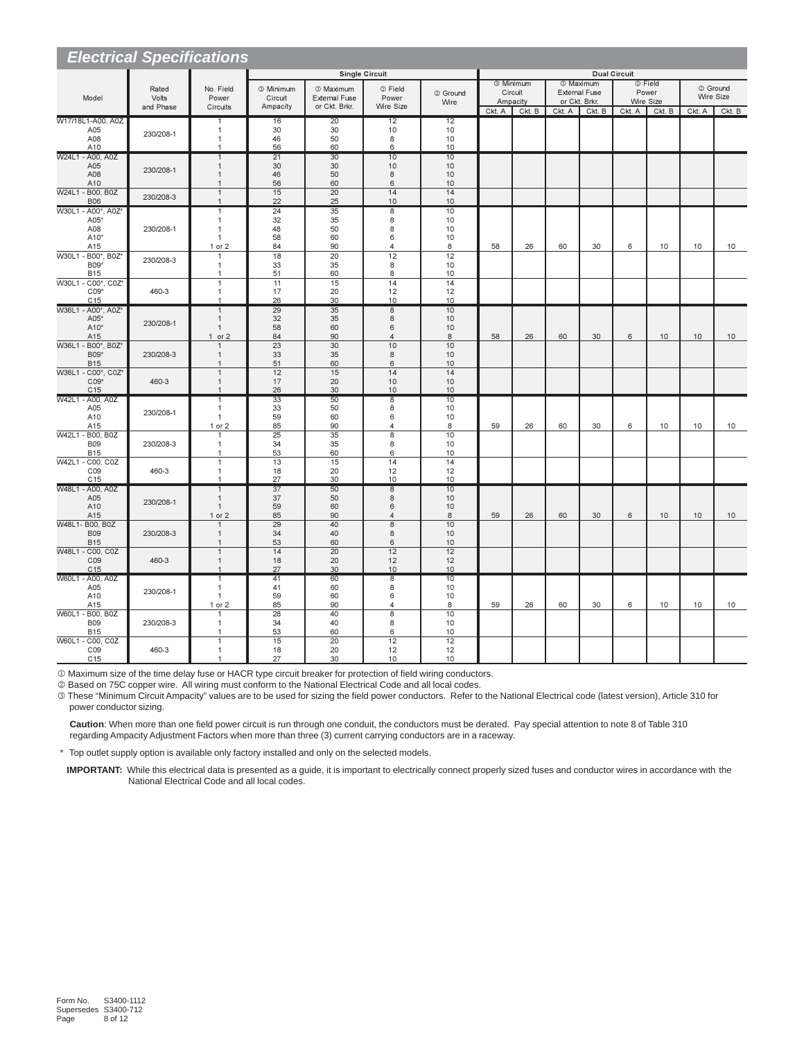## Electrical Specifications

| Model | Rated Volts and Phase | No. Field Power Circuits | Single Circuit | | | | Dual Circuit | | | | | | | |
|---|---|---|---|---|---|---|---|---|---|---|---|---|---|---|
| | | | ③ Minimum Circuit Ampacity | ① Maximum External Fuse or Ckt. Brkr. | ② Field Power Wire Size | ② Ground Wire | ③ Minimum Circuit Ampacity | | ① Maximum External Fuse or Ckt. Brkr. | | ② Field Power Wire Size | | ② Ground Wire Size | |
| | | | | | | | Ckt. A | Ckt. B | Ckt. A | Ckt. B | Ckt. A | Ckt. B | Ckt. A | Ckt. B |
| W17/18L1-A00, A0Z | 230/208-1 | 1 | 16 | 20 | 12 | 12 | | | | | | | | |
| A05 | | 1 | 30 | 30 | 10 | 10 | | | | | | | | |
| A08 | | 1 | 46 | 50 | 8 | 10 | | | | | | | | |
| A10 | | 1 | 56 | 60 | 6 | 10 | | | | | | | | |
| W24L1 - A00, A0Z | 230/208-1 | 1 | 21 | 30 | 10 | 10 | | | | | | | | |
| A05 | | 1 | 30 | 30 | 10 | 10 | | | | | | | | |
| A08 | | 1 | 46 | 50 | 8 | 10 | | | | | | | | |
| A10 | | 1 | 56 | 60 | 6 | 10 | | | | | | | | |
| W24L1 - B00, B0Z | 230/208-3 | 1 | 15 | 20 | 14 | 14 | | | | | | | | |
| B06 | | 1 | 22 | 25 | 10 | 10 | | | | | | | | |
| W30L1 - A00*, A0Z* | 230/208-1 | 1 | 24 | 35 | 8 | 10 | | | | | | | | |
| A05* | | 1 | 32 | 35 | 8 | 10 | | | | | | | | |
| A08 | | 1 | 48 | 50 | 8 | 10 | | | | | | | | |
| A10* | | 1 | 58 | 60 | 6 | 10 | | | | | | | | |
| A15 | | 1 or 2 | 84 | 90 | 4 | 8 | 58 | 26 | 60 | 30 | 6 | 10 | 10 | 10 |
| W30L1 - B00*, B0Z* | 230/208-3 | 1 | 18 | 20 | 12 | 12 | | | | | | | | |
| B09* | | 1 | 33 | 35 | 8 | 10 | | | | | | | | |
| B15 | | 1 | 51 | 60 | 8 | 10 | | | | | | | | |
| W30L1 - C00*, C0Z* | 460-3 | 1 | 11 | 15 | 14 | 14 | | | | | | | | |
| C09* | | 1 | 17 | 20 | 12 | 12 | | | | | | | | |
| C15 | | 1 | 26 | 30 | 10 | 10 | | | | | | | | |
| W36L1 - A00*, A0Z* | 230/208-1 | 1 | 29 | 35 | 8 | 10 | | | | | | | | |
| A05* | | 1 | 32 | 35 | 8 | 10 | | | | | | | | |
| A10* | | 1 | 58 | 60 | 6 | 10 | | | | | | | | |
| A15 | | 1 or 2 | 84 | 90 | 4 | 8 | 58 | 26 | 60 | 30 | 6 | 10 | 10 | 10 |
| W36L1 - B00*, B0Z* | 230/208-3 | 1 | 23 | 30 | 10 | 10 | | | | | | | | |
| B09* | | 1 | 33 | 35 | 8 | 10 | | | | | | | | |
| B15 | | 1 | 51 | 60 | 6 | 10 | | | | | | | | |
| W36L1 - C00*, C0Z* | 460-3 | 1 | 12 | 15 | 14 | 14 | | | | | | | | |
| C09* | | 1 | 17 | 20 | 10 | 10 | | | | | | | | |
| C15 | | 1 | 26 | 30 | 10 | 10 | | | | | | | | |
| W42L1 - A00, A0Z | 230/208-1 | 1 | 33 | 50 | 8 | 10 | | | | | | | | |
| A05 | | 1 | 33 | 50 | 8 | 10 | | | | | | | | |
| A10 | | 1 | 59 | 60 | 6 | 10 | | | | | | | | |
| A15 | | 1 or 2 | 85 | 90 | 4 | 8 | 59 | 26 | 60 | 30 | 6 | 10 | 10 | 10 |
| W42L1 - B00, B0Z | 230/208-3 | 1 | 25 | 35 | 8 | 10 | | | | | | | | |
| B09 | | 1 | 34 | 35 | 8 | 10 | | | | | | | | |
| B15 | | 1 | 53 | 60 | 6 | 10 | | | | | | | | |
| W42L1 - C00, C0Z | 460-3 | 1 | 13 | 15 | 14 | 14 | | | | | | | | |
| C09 | | 1 | 18 | 20 | 12 | 12 | | | | | | | | |
| C15 | | 1 | 27 | 30 | 10 | 10 | | | | | | | | |
| W48L1 - A00, A0Z | 230/208-1 | 1 | 37 | 50 | 8 | 10 | | | | | | | | |
| A05 | | 1 | 37 | 50 | 8 | 10 | | | | | | | | |
| A10 | | 1 | 59 | 60 | 6 | 10 | | | | | | | | |
| A15 | | 1 or 2 | 85 | 90 | 4 | 8 | 59 | 26 | 60 | 30 | 6 | 10 | 10 | 10 |
| W48L1- B00, B0Z | 230/208-3 | 1 | 29 | 40 | 8 | 10 | | | | | | | | |
| B09 | | 1 | 34 | 40 | 8 | 10 | | | | | | | | |
| B15 | | 1 | 53 | 60 | 6 | 10 | | | | | | | | |
| W48L1 - C00, C0Z | 460-3 | 1 | 14 | 20 | 12 | 12 | | | | | | | | |
| C09 | | 1 | 18 | 20 | 12 | 12 | | | | | | | | |
| C15 | | 1 | 27 | 30 | 10 | 10 | | | | | | | | |
| W60L1 - A00, A0Z | 230/208-1 | 1 | 41 | 60 | 8 | 10 | | | | | | | | |
| A05 | | 1 | 41 | 60 | 8 | 10 | | | | | | | | |
| A10 | | 1 | 59 | 60 | 6 | 10 | | | | | | | | |
| A15 | | 1 or 2 | 85 | 90 | 4 | 8 | 59 | 26 | 60 | 30 | 6 | 10 | 10 | 10 |
| W60L1 - B00, B0Z | 230/208-3 | 1 | 28 | 40 | 8 | 10 | | | | | | | | |
| B09 | | 1 | 34 | 40 | 8 | 10 | | | | | | | | |
| B15 | | 1 | 53 | 60 | 6 | 10 | | | | | | | | |
| W60L1 - C00, C0Z | 460-3 | 1 | 15 | 20 | 12 | 12 | | | | | | | | |
| C09 | | 1 | 18 | 20 | 12 | 12 | | | | | | | | |
| C15 | | 1 | 27 | 30 | 10 | 10 | | | | | | | | |

① Maximum size of the time delay fuse or HACR type circuit breaker for protection of field wiring conductors.

② Based on 75C copper wire. All wiring must conform to the National Electrical Code and all local codes.

③ These "Minimum Circuit Ampacity" values are to be used for sizing the field power conductors. Refer to the National Electrical code (latest version), Article 310 for power conductor sizing.

**Caution**: When more than one field power circuit is run through one conduit, the conductors must be derated. Pay special attention to note 8 of Table 310 regarding Ampacity Adjustment Factors when more than three (3) current carrying conductors are in a raceway.

\* Top outlet supply option is available only factory installed and only on the selected models.

**IMPORTANT:** While this electrical data is presented as a guide, it is important to electrically connect properly sized fuses and conductor wires in accordance with the National Electrical Code and all local codes.

Form No. S3400-1112
Supersedes S3400-712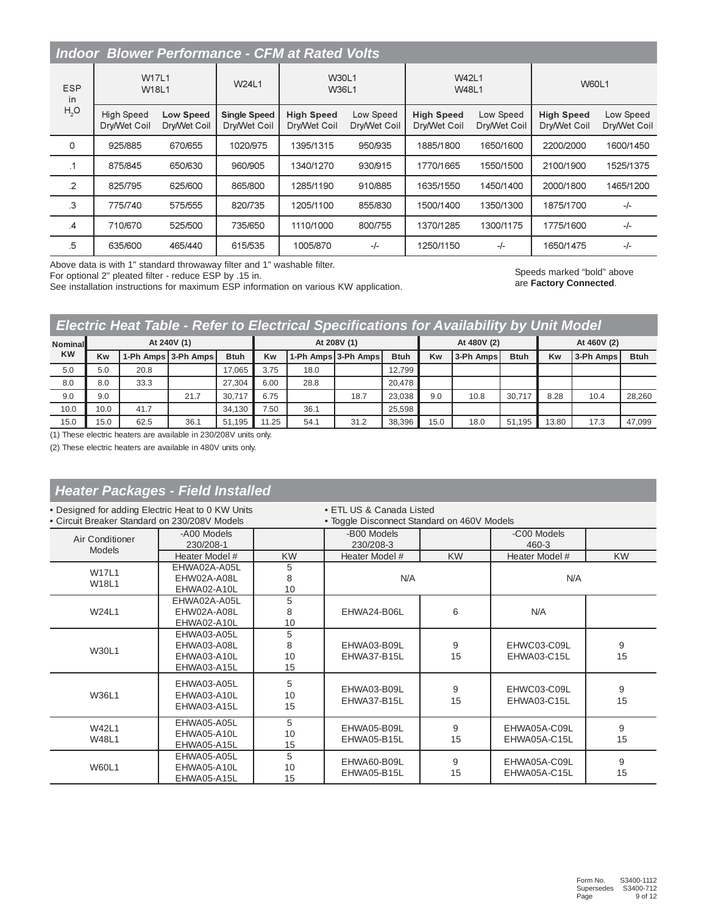## *Indoor Blower Performance - CFM at Rated Volts*

| ESP in $H_2O$ | W17L1 W18L1 | | W24L1 | W30L1 W36L1 | | W42L1 W48L1 | | W60L1 | |
|---|---|---|---|---|---|---|---|---|---|
| | High Speed Dry/Wet Coil | **Low Speed Dry/Wet Coil** | **Single Speed Dry/Wet Coil** | **High Speed Dry/Wet Coil** | Low Speed Dry/Wet Coil | **High Speed Dry/Wet Coil** | Low Speed Dry/Wet Coil | **High Speed Dry/Wet Coil** | Low Speed Dry/Wet Coil |
| 0 | 925/885 | 670/655 | 1020/975 | 1395/1315 | 950/935 | 1885/1800 | 1650/1600 | 2200/2000 | 1600/1450 |
| .1 | 875/845 | 650/630 | 960/905 | 1340/1270 | 930/915 | 1770/1665 | 1550/1500 | 2100/1900 | 1525/1375 |
| .2 | 825/795 | 625/600 | 865/800 | 1285/1190 | 910/885 | 1635/1550 | 1450/1400 | 2000/1800 | 1465/1200 |
| .3 | 775/740 | 575/555 | 820/735 | 1205/1100 | 855/830 | 1500/1400 | 1350/1300 | 1875/1700 | -/- |
| .4 | 710/670 | 525/500 | 735/650 | 1110/1000 | 800/755 | 1370/1285 | 1300/1175 | 1775/1600 | -/- |
| .5 | 635/600 | 465/440 | 615/535 | 1005/870 | -/- | 1250/1150 | -/- | 1650/1475 | -/- |

Above data is with 1" standard throwaway filter and 1" washable filter.
For optional 2" pleated filter - reduce ESP by .15 in.
See installation instructions for maximum ESP information on various KW application.

Speeds marked "bold" above are **Factory Connected**.

## *Electric Heat Table - Refer to Electrical Specifications for Availability by Unit Model*

| Nominal KW | At 240V (1) | | | | At 208V (1) | | | | At 480V (2) | | | At 460V (2) | | |
|---|---|---|---|---|---|---|---|---|---|---|---|---|---|---|
| | Kw | 1-Ph Amps | 3-Ph Amps | Btuh | Kw | 1-Ph Amps | 3-Ph Amps | Btuh | Kw | 3-Ph Amps | Btuh | Kw | 3-Ph Amps | Btuh |
| 5.0 | 5.0 | 20.8 | | 17,065 | 3.75 | 18.0 | | 12,799 | | | | | | |
| 8.0 | 8.0 | 33.3 | | 27,304 | 6.00 | 28.8 | | 20,478 | | | | | | |
| 9.0 | 9.0 | | 21.7 | 30,717 | 6.75 | | 18.7 | 23,038 | 9.0 | 10.8 | 30,717 | 8.28 | 10.4 | 28,260 |
| 10.0 | 10.0 | 41.7 | | 34,130 | 7.50 | 36.1 | | 25,598 | | | | | | |
| 15.0 | 15.0 | 62.5 | 36.1 | 51,195 | 11.25 | 54.1 | 31.2 | 38,396 | 15.0 | 18.0 | 51,195 | 13.80 | 17.3 | 47,099 |

(1) These electric heaters are available in 230/208V units only.

(2) These electric heaters are available in 480V units only.

## *Heater Packages - Field Installed*

- Designed for adding Electric Heat to 0 KW Units
- Circuit Breaker Standard on 230/208V Models
- ETL US & Canada Listed
- Toggle Disconnect Standard on 460V Models

| Air Conditioner Models | -A00 Models 230/208-1 | | -B00 Models 230/208-3 | | -C00 Models 460-3 | |
|---|---|---|---|---|---|---|
| | Heater Model # | KW | Heater Model # | KW | Heater Model # | KW |
| W17L1 W18L1 | EHWA02A-A05L EHW02A-A08L EHWA02-A10L | 5 8 10 | N/A | | N/A | |
| W24L1 | EHWA02A-A05L EHW02A-A08L EHWA02-A10L | 5 8 10 | EHWA24-B06L | 6 | N/A | |
| W30L1 | EHWA03-A05L EHWA03-A08L EHWA03-A10L EHWA03-A15L | 5 8 10 15 | EHWA03-B09L EHWA37-B15L | 9 15 | EHWC03-C09L EHWA03-C15L | 9 15 |
| W36L1 | EHWA03-A05L EHWA03-A10L EHWA03-A15L | 5 10 15 | EHWA03-B09L EHWA37-B15L | 9 15 | EHWC03-C09L EHWA03-C15L | 9 15 |
| W42L1 W48L1 | EHWA05-A05L EHWA05-A10L EHWA05-A15L | 5 10 15 | EHWA05-B09L EHWA05-B15L | 9 15 | EHWA05A-C09L EHWA05A-C15L | 9 15 |
| W60L1 | EHWA05-A05L EHWA05-A10L EHWA05-A15L | 5 10 15 | EHWA60-B09L EHWA05-B15L | 9 15 | EHWA05A-C09L EHWA05A-C15L | 9 15 |

Form No. S3400-1112
Supersedes S3400-712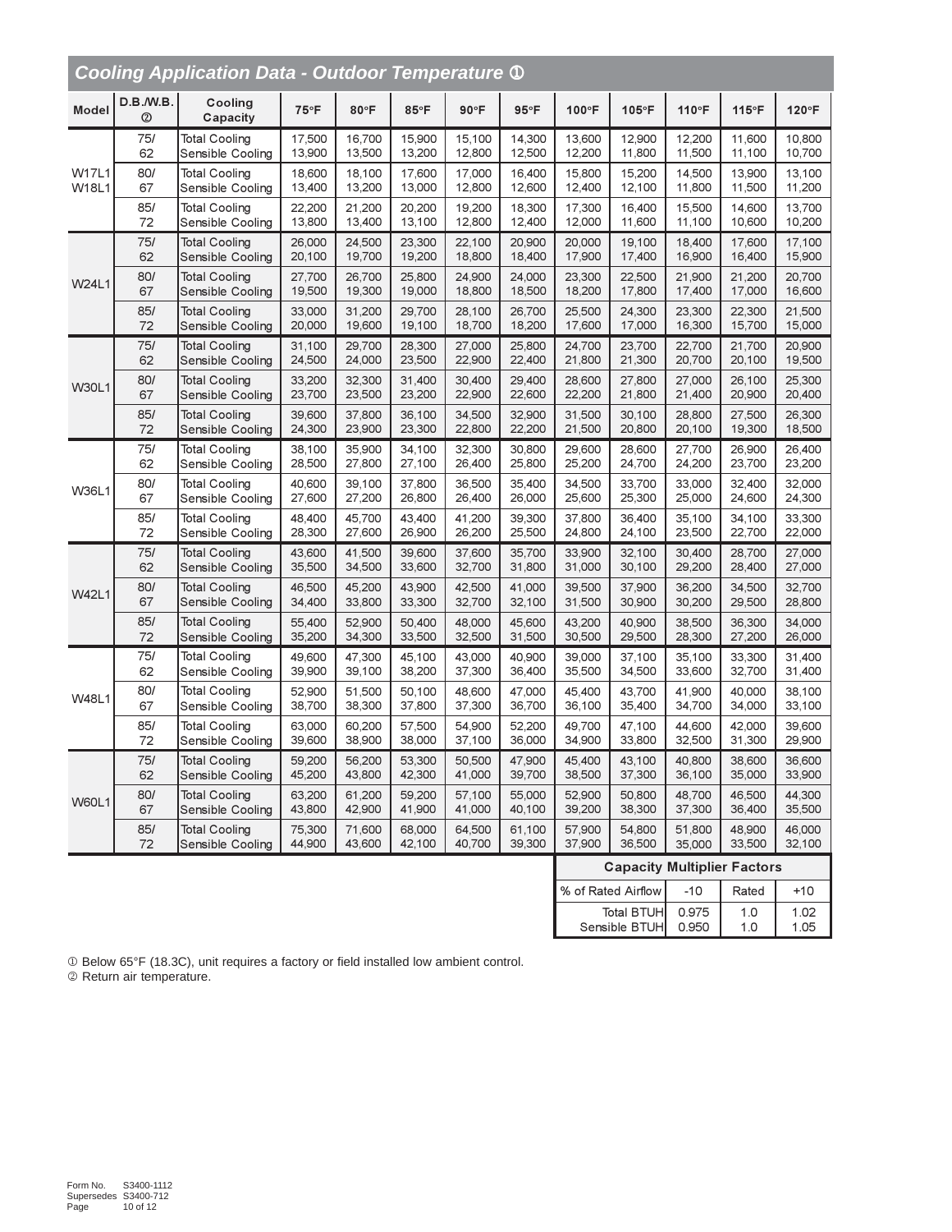## Cooling Application Data - Outdoor Temperature ①

| Model | D.B./W.B. ② | Cooling Capacity | 75°F | 80°F | 85°F | 90°F | 95°F | 100°F | 105°F | 110°F | 115°F | 120°F |
|---|---|---|---|---|---|---|---|---|---|---|---|---|
| W17L1 W18L1 | 75/62 | Total Cooling | 17,500 | 16,700 | 15,900 | 15,100 | 14,300 | 13,600 | 12,900 | 12,200 | 11,600 | 10,800 |
| | | Sensible Cooling | 13,900 | 13,500 | 13,200 | 12,800 | 12,500 | 12,200 | 11,800 | 11,500 | 11,100 | 10,700 |
| | 80/67 | Total Cooling | 18,600 | 18,100 | 17,600 | 17,000 | 16,400 | 15,800 | 15,200 | 14,500 | 13,900 | 13,100 |
| | | Sensible Cooling | 13,400 | 13,200 | 13,000 | 12,800 | 12,600 | 12,400 | 12,100 | 11,800 | 11,500 | 11,200 |
| | 85/72 | Total Cooling | 22,200 | 21,200 | 20,200 | 19,200 | 18,300 | 17,300 | 16,400 | 15,500 | 14,600 | 13,700 |
| | | Sensible Cooling | 13,800 | 13,400 | 13,100 | 12,800 | 12,400 | 12,000 | 11,600 | 11,100 | 10,600 | 10,200 |
| W24L1 | 75/62 | Total Cooling | 26,000 | 24,500 | 23,300 | 22,100 | 20,900 | 20,000 | 19,100 | 18,400 | 17,600 | 17,100 |
| | | Sensible Cooling | 20,100 | 19,700 | 19,200 | 18,800 | 18,400 | 17,900 | 17,400 | 16,900 | 16,400 | 15,900 |
| | 80/67 | Total Cooling | 27,700 | 26,700 | 25,800 | 24,900 | 24,000 | 23,300 | 22,500 | 21,900 | 21,200 | 20,700 |
| | | Sensible Cooling | 19,500 | 19,300 | 19,000 | 18,800 | 18,500 | 18,200 | 17,800 | 17,400 | 17,000 | 16,600 |
| | 85/72 | Total Cooling | 33,000 | 31,200 | 29,700 | 28,100 | 26,700 | 25,500 | 24,300 | 23,300 | 22,300 | 21,500 |
| | | Sensible Cooling | 20,000 | 19,600 | 19,100 | 18,700 | 18,200 | 17,600 | 17,000 | 16,300 | 15,700 | 15,000 |
| W30L1 | 75/62 | Total Cooling | 31,100 | 29,700 | 28,300 | 27,000 | 25,800 | 24,700 | 23,700 | 22,700 | 21,700 | 20,900 |
| | | Sensible Cooling | 24,500 | 24,000 | 23,500 | 22,900 | 22,400 | 21,800 | 21,300 | 20,700 | 20,100 | 19,500 |
| | 80/67 | Total Cooling | 33,200 | 32,300 | 31,400 | 30,400 | 29,400 | 28,600 | 27,800 | 27,000 | 26,100 | 25,300 |
| | | Sensible Cooling | 23,700 | 23,500 | 23,200 | 22,900 | 22,600 | 22,200 | 21,800 | 21,400 | 20,900 | 20,400 |
| | 85/72 | Total Cooling | 39,600 | 37,800 | 36,100 | 34,500 | 32,900 | 31,500 | 30,100 | 28,800 | 27,500 | 26,300 |
| | | Sensible Cooling | 24,300 | 23,900 | 23,300 | 22,800 | 22,200 | 21,500 | 20,800 | 20,100 | 19,300 | 18,500 |
| W36L1 | 75/62 | Total Cooling | 38,100 | 35,900 | 34,100 | 32,300 | 30,800 | 29,600 | 28,600 | 27,700 | 26,900 | 26,400 |
| | | Sensible Cooling | 28,500 | 27,800 | 27,100 | 26,400 | 25,800 | 25,200 | 24,700 | 24,200 | 23,700 | 23,200 |
| | 80/67 | Total Cooling | 40,600 | 39,100 | 37,800 | 36,500 | 35,400 | 34,500 | 33,700 | 33,000 | 32,400 | 32,000 |
| | | Sensible Cooling | 27,600 | 27,200 | 26,800 | 26,400 | 26,000 | 25,600 | 25,300 | 25,000 | 24,600 | 24,300 |
| | 85/72 | Total Cooling | 48,400 | 45,700 | 43,400 | 41,200 | 39,300 | 37,800 | 36,400 | 35,100 | 34,100 | 33,300 |
| | | Sensible Cooling | 28,300 | 27,600 | 26,900 | 26,200 | 25,500 | 24,800 | 24,100 | 23,500 | 22,700 | 22,000 |
| W42L1 | 75/62 | Total Cooling | 43,600 | 41,500 | 39,600 | 37,600 | 35,700 | 33,900 | 32,100 | 30,400 | 28,700 | 27,000 |
| | | Sensible Cooling | 35,500 | 34,500 | 33,600 | 32,700 | 31,800 | 31,000 | 30,100 | 29,200 | 28,400 | 27,000 |
| | 80/67 | Total Cooling | 46,500 | 45,200 | 43,900 | 42,500 | 41,000 | 39,500 | 37,900 | 36,200 | 34,500 | 32,700 |
| | | Sensible Cooling | 34,400 | 33,800 | 33,300 | 32,700 | 32,100 | 31,500 | 30,900 | 30,200 | 29,500 | 28,800 |
| | 85/72 | Total Cooling | 55,400 | 52,900 | 50,400 | 48,000 | 45,600 | 43,200 | 40,900 | 38,500 | 36,300 | 34,000 |
| | | Sensible Cooling | 35,200 | 34,300 | 33,500 | 32,500 | 31,500 | 30,500 | 29,500 | 28,300 | 27,200 | 26,000 |
| W48L1 | 75/62 | Total Cooling | 49,600 | 47,300 | 45,100 | 43,000 | 40,900 | 39,000 | 37,100 | 35,100 | 33,300 | 31,400 |
| | | Sensible Cooling | 39,900 | 39,100 | 38,200 | 37,300 | 36,400 | 35,500 | 34,500 | 33,600 | 32,700 | 31,400 |
| | 80/67 | Total Cooling | 52,900 | 51,500 | 50,100 | 48,600 | 47,000 | 45,400 | 43,700 | 41,900 | 40,000 | 38,100 |
| | | Sensible Cooling | 38,700 | 38,300 | 37,800 | 37,300 | 36,700 | 36,100 | 35,400 | 34,700 | 34,000 | 33,100 |
| | 85/72 | Total Cooling | 63,000 | 60,200 | 57,500 | 54,900 | 52,200 | 49,700 | 47,100 | 44,600 | 42,000 | 39,600 |
| | | Sensible Cooling | 39,600 | 38,900 | 38,000 | 37,100 | 36,000 | 34,900 | 33,800 | 32,500 | 31,300 | 29,900 |
| W60L1 | 75/62 | Total Cooling | 59,200 | 56,200 | 53,300 | 50,500 | 47,900 | 45,400 | 43,100 | 40,800 | 38,600 | 36,600 |
| | | Sensible Cooling | 45,200 | 43,800 | 42,300 | 41,000 | 39,700 | 38,500 | 37,300 | 36,100 | 35,000 | 33,900 |
| | 80/67 | Total Cooling | 63,200 | 61,200 | 59,200 | 57,100 | 55,000 | 52,900 | 50,800 | 48,700 | 46,500 | 44,300 |
| | | Sensible Cooling | 43,800 | 42,900 | 41,900 | 41,000 | 40,100 | 39,200 | 38,300 | 37,300 | 36,400 | 35,500 |
| | 85/72 | Total Cooling | 75,300 | 71,600 | 68,000 | 64,500 | 61,100 | 57,900 | 54,800 | 51,800 | 48,900 | 46,000 |
| | | Sensible Cooling | 44,900 | 43,600 | 42,100 | 40,700 | 39,300 | 37,900 | 36,500 | 35,000 | 33,500 | 32,100 |

**Capacity Multiplier Factors**

| % of Rated Airflow | -10 | Rated | +10 |
|---|---|---|---|
| Total BTUH | 0.975 | 1.0 | 1.02 |
| Sensible BTUH | 0.950 | 1.0 | 1.05 |

① Below 65°F (18.3C), unit requires a factory or field installed low ambient control.
② Return air temperature.

Form No. S3400-1112
Supersedes S3400-712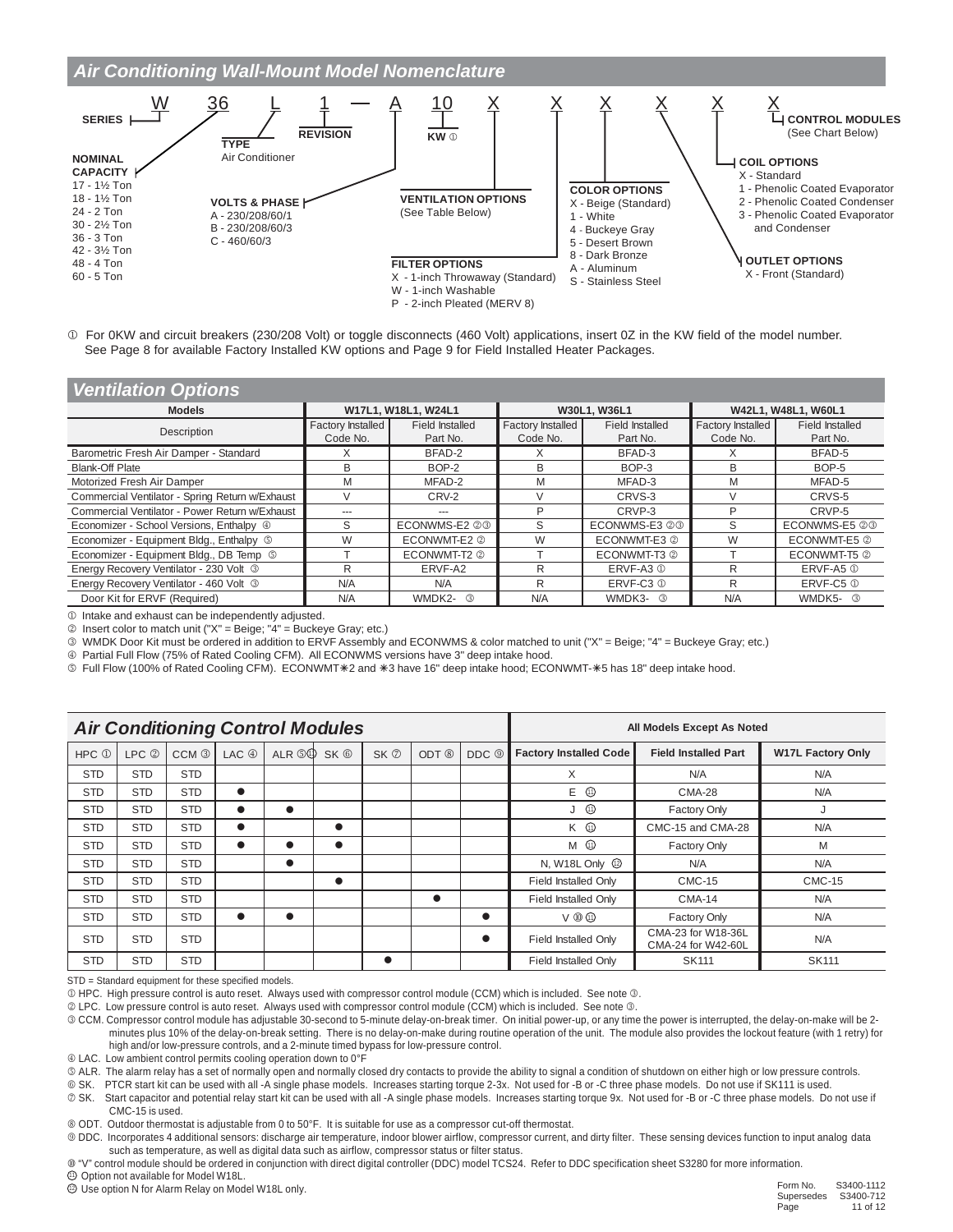## Air Conditioning Wall-Mount Model Nomenclature

W 36 L 1 — A 10 X X X X X X

- **SERIES**: W
- **NOMINAL CAPACITY**: 36
  - 17 - 1½ Ton
  - 18 - 1½ Ton
  - 24 - 2 Ton
  - 30 - 2½ Ton
  - 36 - 3 Ton
  - 42 - 3½ Ton
  - 48 - 4 Ton
  - 60 - 5 Ton
- **TYPE**: L — Air Conditioner
- **REVISION**: 1
- **VOLTS & PHASE**: A
  - A - 230/208/60/1
  - B - 230/208/60/3
  - C - 460/60/3
- **KW** ①: 10
- **VENTILATION OPTIONS**: X (See Table Below)
- **FILTER OPTIONS**: X
  - X - 1-inch Throwaway (Standard)
  - W - 1-inch Washable
  - P - 2-inch Pleated (MERV 8)
- **COLOR OPTIONS**: X
  - X - Beige (Standard)
  - 1 - White
  - 4 - Buckeye Gray
  - 5 - Desert Brown
  - 8 - Dark Bronze
  - A - Aluminum
  - S - Stainless Steel
- **OUTLET OPTIONS**: X
  - X - Front (Standard)
- **COIL OPTIONS**: X
  - X - Standard
  - 1 - Phenolic Coated Evaporator
  - 2 - Phenolic Coated Condenser
  - 3 - Phenolic Coated Evaporator and Condenser
- **CONTROL MODULES**: X (See Chart Below)

① For 0KW and circuit breakers (230/208 Volt) or toggle disconnects (460 Volt) applications, insert 0Z in the KW field of the model number. See Page 8 for available Factory Installed KW options and Page 9 for Field Installed Heater Packages.

## Ventilation Options

| Models | W17L1, W18L1, W24L1 | | W30L1, W36L1 | | W42L1, W48L1, W60L1 | |
|---|---|---|---|---|---|---|
| Description | Factory Installed Code No. | Field Installed Part No. | Factory Installed Code No. | Field Installed Part No. | Factory Installed Code No. | Field Installed Part No. |
| Barometric Fresh Air Damper - Standard | X | BFAD-2 | X | BFAD-3 | X | BFAD-5 |
| Blank-Off Plate | B | BOP-2 | B | BOP-3 | B | BOP-5 |
| Motorized Fresh Air Damper | M | MFAD-2 | M | MFAD-3 | M | MFAD-5 |
| Commercial Ventilator - Spring Return w/Exhaust | V | CRV-2 | V | CRVS-3 | V | CRVS-5 |
| Commercial Ventilator - Power Return w/Exhaust | --- | --- | P | CRVP-3 | P | CRVP-5 |
| Economizer - School Versions, Enthalpy ④ | S | ECONWMS-E2 ②③ | S | ECONWMS-E3 ②③ | S | ECONWMS-E5 ②③ |
| Economizer - Equipment Bldg., Enthalpy ⑤ | W | ECONWMT-E2 ② | W | ECONWMT-E3 ② | W | ECONWMT-E5 ② |
| Economizer - Equipment Bldg., DB Temp ⑤ | T | ECONWMT-T2 ② | T | ECONWMT-T3 ② | T | ECONWMT-T5 ② |
| Energy Recovery Ventilator - 230 Volt ③ | R | ERVF-A2 | R | ERVF-A3 ① | R | ERVF-A5 ① |
| Energy Recovery Ventilator - 460 Volt ③ | N/A | N/A | R | ERVF-C3 ① | R | ERVF-C5 ① |
| Door Kit for ERVF (Required) | N/A | WMDK2- ③ | N/A | WMDK3- ③ | N/A | WMDK5- ③ |

① Intake and exhaust can be independently adjusted.
② Insert color to match unit ("X" = Beige; "4" = Buckeye Gray; etc.)
③ WMDK Door Kit must be ordered in addition to ERVF Assembly and ECONWMS & color matched to unit ("X" = Beige; "4" = Buckeye Gray; etc.)
④ Partial Full Flow (75% of Rated Cooling CFM). All ECONWMS versions have 3" deep intake hood.
⑤ Full Flow (100% of Rated Cooling CFM). ECONWMT✳2 and ✳3 have 16" deep intake hood; ECONWMT-✳5 has 18" deep intake hood.

## Air Conditioning Control Modules

| HPC ① | LPC ② | CCM ③ | LAC ④ | ALR ⑤⑪ | SK ⑥ | SK ⑦ | ODT ⑧ | DDC ⑨ | Factory Installed Code | Field Installed Part | W17L Factory Only |
|---|---|---|---|---|---|---|---|---|---|---|---|
| | | | | | | | | | **All Models Except As Noted** | | |
| STD | STD | STD | | | | | | | X | N/A | N/A |
| STD | STD | STD | ● | | | | | | E ⑪ | CMA-28 | N/A |
| STD | STD | STD | ● | ● | | | | | J ⑪ | Factory Only | J |
| STD | STD | STD | ● | | ● | | | | K ⑪ | CMC-15 and CMA-28 | N/A |
| STD | STD | STD | ● | ● | ● | | | | M ⑪ | Factory Only | M |
| STD | STD | STD | | ● | | | | | N, W18L Only ⑫ | N/A | N/A |
| STD | STD | STD | | | ● | | | | Field Installed Only | CMC-15 | CMC-15 |
| STD | STD | STD | | | | | ● | | Field Installed Only | CMA-14 | N/A |
| STD | STD | STD | ● | ● | | | | ● | V ⑩⑪ | Factory Only | N/A |
| STD | STD | STD | | | | | | ● | Field Installed Only | CMA-23 for W18-36L CMA-24 for W42-60L | N/A |
| STD | STD | STD | | | | ● | | | Field Installed Only | SK111 | SK111 |

STD = Standard equipment for these specified models.

① HPC. High pressure control is auto reset. Always used with compressor control module (CCM) which is included. See note ③.
② LPC. Low pressure control is auto reset. Always used with compressor control module (CCM) which is included. See note ③.
③ CCM. Compressor control module has adjustable 30-second to 5-minute delay-on-break timer. On initial power-up, or any time the power is interrupted, the delay-on-make will be 2-minutes plus 10% of the delay-on-break setting. There is no delay-on-make during routine operation of the unit. The module also provides the lockout feature (with 1 retry) for high and/or low-pressure controls, and a 2-minute timed bypass for low-pressure control.
④ LAC. Low ambient control permits cooling operation down to 0°F
⑤ ALR. The alarm relay has a set of normally open and normally closed dry contacts to provide the ability to signal a condition of shutdown on either high or low pressure controls.
⑥ SK. PTCR start kit can be used with all -A single phase models. Increases starting torque 2-3x. Not used for -B or -C three phase models. Do not use if SK111 is used.
⑦ SK. Start capacitor and potential relay start kit can be used with all -A single phase models. Increases starting torque 9x. Not used for -B or -C three phase models. Do not use if CMC-15 is used.
⑧ ODT. Outdoor thermostat is adjustable from 0 to 50°F. It is suitable for use as a compressor cut-off thermostat.
⑨ DDC. Incorporates 4 additional sensors: discharge air temperature, indoor blower airflow, compressor current, and dirty filter. These sensing devices function to input analog data such as temperature, as well as digital data such as airflow, compressor status or filter status.
⑩ "V" control module should be ordered in conjunction with direct digital controller (DDC) model TCS24. Refer to DDC specification sheet S3280 for more information.
⑪ Option not available for Model W18L.
⑫ Use option N for Alarm Relay on Model W18L only.

Form No. S3400-1112
Supersedes S3400-712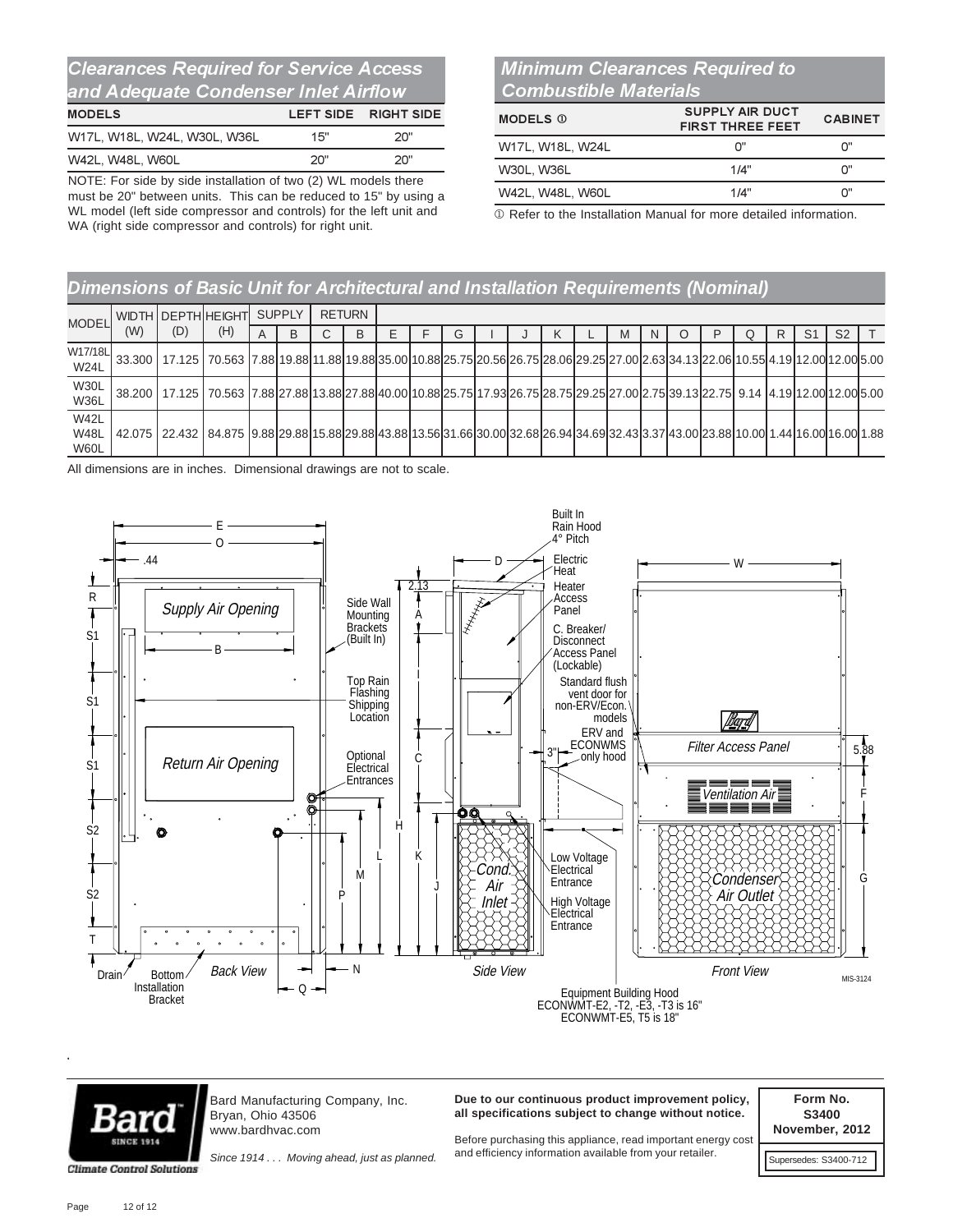## Clearances Required for Service Access and Adequate Condenser Inlet Airflow

| MODELS | LEFT SIDE | RIGHT SIDE |
|---|---|---|
| W17L, W18L, W24L, W30L, W36L | 15" | 20" |
| W42L, W48L, W60L | 20" | 20" |

NOTE: For side by side installation of two (2) WL models there must be 20" between units. This can be reduced to 15" by using a WL model (left side compressor and controls) for the left unit and WA (right side compressor and controls) for right unit.

## Minimum Clearances Required to Combustible Materials

| MODELS ① | SUPPLY AIR DUCT FIRST THREE FEET | CABINET |
|---|---|---|
| W17L, W18L, W24L | 0" | 0" |
| W30L, W36L | 1/4" | 0" |
| W42L, W48L, W60L | 1/4" | 0" |

① Refer to the Installation Manual for more detailed information.

## Dimensions of Basic Unit for Architectural and Installation Requirements (Nominal)

| MODEL | WIDTH (W) | DEPTH (D) | HEIGHT (H) | SUPPLY | | RETURN | | | | | | | | | | | | | | | | | | |
|---|---|---|---|---|---|---|---|---|---|---|---|---|---|---|---|---|---|---|---|---|---|---|---|---|
| | | | | A | B | C | B | E | F | G | I | J | K | L | M | N | O | P | Q | R | S1 | S2 | T |
| W17/18L W24L | 33.300 | 17.125 | 70.563 | 7.88 | 19.88 | 11.88 | 19.88 | 35.00 | 10.88 | 25.75 | 20.56 | 26.75 | 28.06 | 29.25 | 27.00 | 2.63 | 34.13 | 22.06 | 10.55 | 4.19 | 12.00 | 12.00 | 5.00 |
| W30L W36L | 38.200 | 17.125 | 70.563 | 7.88 | 27.88 | 13.88 | 27.88 | 40.00 | 10.88 | 25.75 | 17.93 | 26.75 | 28.75 | 29.25 | 27.00 | 2.75 | 39.13 | 22.75 | 9.14 | 4.19 | 12.00 | 12.00 | 5.00 |
| W42L W48L W60L | 42.075 | 22.432 | 84.875 | 9.88 | 29.88 | 15.88 | 29.88 | 43.88 | 13.56 | 31.66 | 30.00 | 32.68 | 26.94 | 34.69 | 32.43 | 3.37 | 43.00 | 23.88 | 10.00 | 1.44 | 16.00 | 16.00 | 1.88 |

All dimensions are in inches. Dimensional drawings are not to scale.

E
O
.44
R
S1
S1
S1
S2
S2
T
Supply Air Opening
B
Return Air Opening
Side Wall Mounting Brackets (Built In)
Top Rain Flashing Shipping Location
Optional Electrical Entrances
L
M
P
N
Q
Drain
Bottom Installation Bracket
Back View

2.13
A
I
C
H
K
J
D
Built In Rain Hood 4° Pitch
Electric Heat
Heater Access Panel
C. Breaker/ Disconnect Access Panel (Lockable)
Standard flush vent door for non-ERV/Econ. models
ERV and ECONWMS only hood
3"
Cond. Air Inlet
Low Voltage Electrical Entrance
High Voltage Electrical Entrance
Side View
Equipment Building Hood ECONWMT-E2, -T2, -E3, -T3 is 16" ECONWMT-E5, T5 is 18"

W
Filter Access Panel
5.88
Ventilation Air
F
Condenser Air Outlet
G
Front View
MIS-3124

Bard Manufacturing Company, Inc.
Bryan, Ohio 43506
www.bardhvac.com

*Since 1914 . . . Moving ahead, just as planned.*

**Due to our continuous product improvement policy, all specifications subject to change without notice.**

Before purchasing this appliance, read important energy cost and efficiency information available from your retailer.

**Form No. S3400 November, 2012**

Supersedes: S3400-712